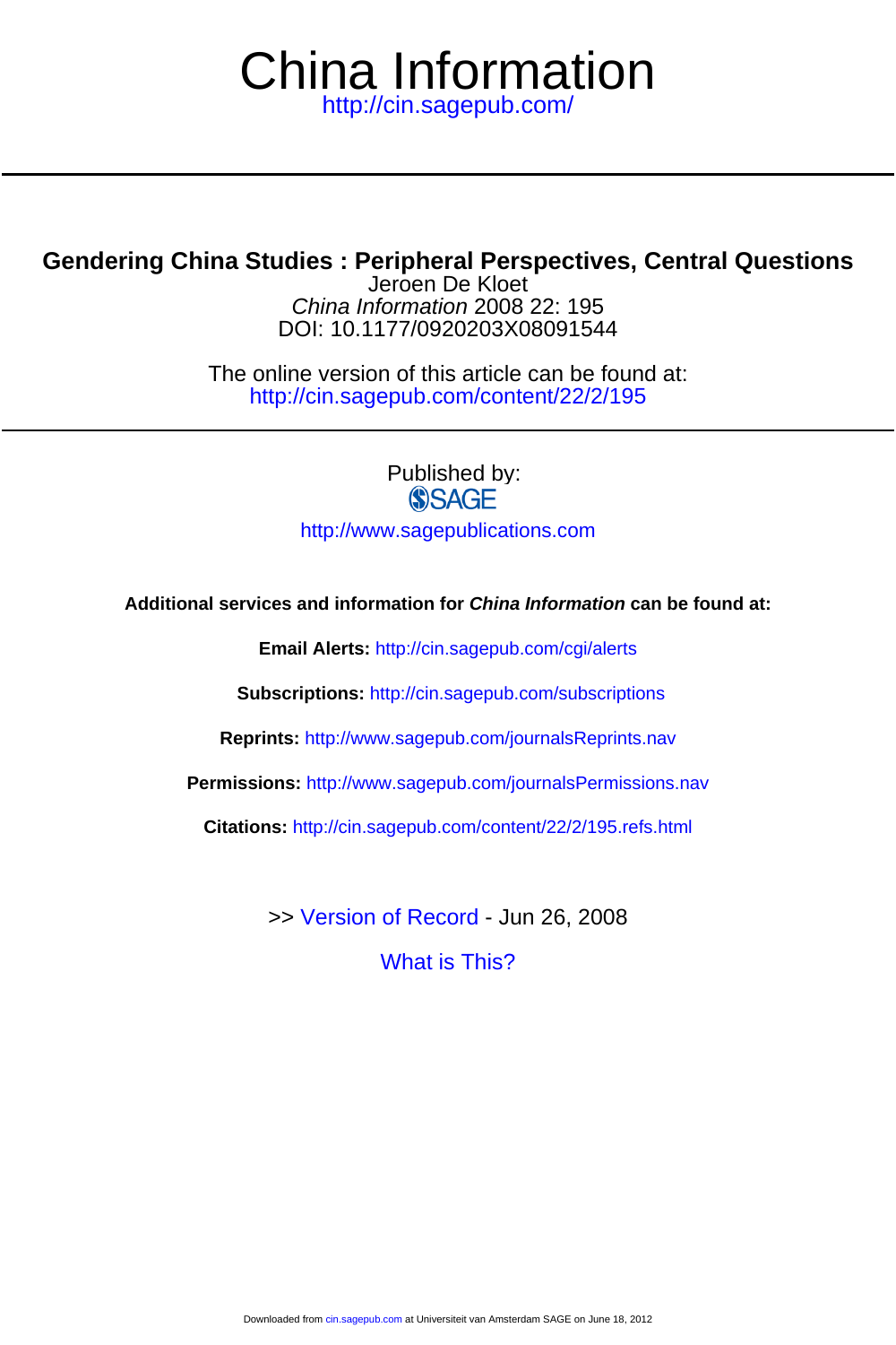# China Information

http://cin.sagepub.com/

## Gendering China Studies : Peripheral Perspectives, Central Questions

Jeroen De Kloet

*China Information* 2008 22: 195

DOI: 10.1177/0920203X08091544

The online version of this article can be found at:
http://cin.sagepub.com/content/22/2/195

Published by:

SAGE

http://www.sagepublications.com

**Additional services and information for *China Information* can be found at:**

**Email Alerts:** http://cin.sagepub.com/cgi/alerts

**Subscriptions:** http://cin.sagepub.com/subscriptions

**Reprints:** http://www.sagepub.com/journalsReprints.nav

**Permissions:** http://www.sagepub.com/journalsPermissions.nav

**Citations:** http://cin.sagepub.com/content/22/2/195.refs.html

>> Version of Record - Jun 26, 2008

What is This?

Downloaded from cin.sagepub.com at Universiteit van Amsterdam SAGE on June 18, 2012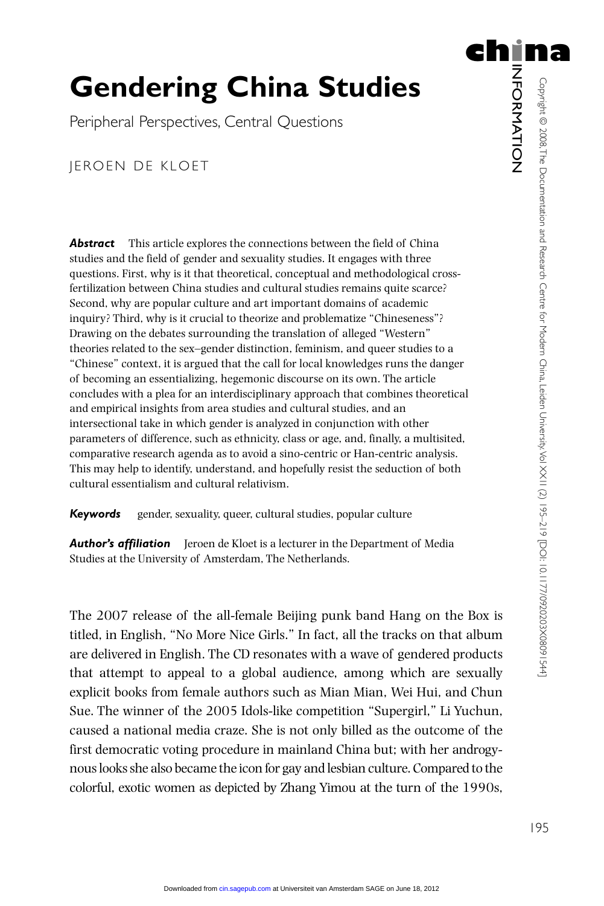# Gendering China Studies

Peripheral Perspectives, Central Questions

JEROEN DE KLOET

***Abstract*** This article explores the connections between the field of China studies and the field of gender and sexuality studies. It engages with three questions. First, why is it that theoretical, conceptual and methodological cross-fertilization between China studies and cultural studies remains quite scarce? Second, why are popular culture and art important domains of academic inquiry? Third, why is it crucial to theorize and problematize "Chineseness"? Drawing on the debates surrounding the translation of alleged "Western" theories related to the sex–gender distinction, feminism, and queer studies to a "Chinese" context, it is argued that the call for local knowledges runs the danger of becoming an essentializing, hegemonic discourse on its own. The article concludes with a plea for an interdisciplinary approach that combines theoretical and empirical insights from area studies and cultural studies, and an intersectional take in which gender is analyzed in conjunction with other parameters of difference, such as ethnicity, class or age, and, finally, a multisited, comparative research agenda as to avoid a sino-centric or Han-centric analysis. This may help to identify, understand, and hopefully resist the seduction of both cultural essentialism and cultural relativism.

***Keywords*** gender, sexuality, queer, cultural studies, popular culture

***Author's affiliation*** Jeroen de Kloet is a lecturer in the Department of Media Studies at the University of Amsterdam, The Netherlands.

The 2007 release of the all-female Beijing punk band Hang on the Box is titled, in English, "No More Nice Girls." In fact, all the tracks on that album are delivered in English. The CD resonates with a wave of gendered products that attempt to appeal to a global audience, among which are sexually explicit books from female authors such as Mian Mian, Wei Hui, and Chun Sue. The winner of the 2005 Idols-like competition "Supergirl," Li Yuchun, caused a national media craze. She is not only billed as the outcome of the first democratic voting procedure in mainland China but; with her androgynous looks she also became the icon for gay and lesbian culture. Compared to the colorful, exotic women as depicted by Zhang Yimou at the turn of the 1990s,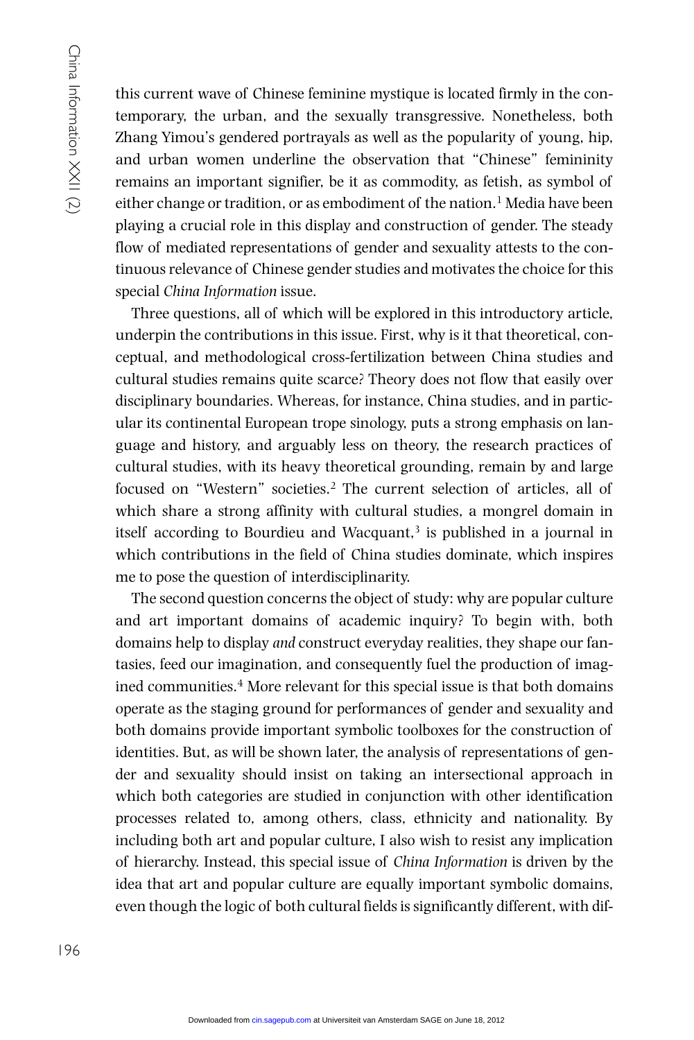this current wave of Chinese feminine mystique is located firmly in the contemporary, the urban, and the sexually transgressive. Nonetheless, both Zhang Yimou's gendered portrayals as well as the popularity of young, hip, and urban women underline the observation that "Chinese" femininity remains an important signifier, be it as commodity, as fetish, as symbol of either change or tradition, or as embodiment of the nation.[1] Media have been playing a crucial role in this display and construction of gender. The steady flow of mediated representations of gender and sexuality attests to the continuous relevance of Chinese gender studies and motivates the choice for this special *China Information* issue.

Three questions, all of which will be explored in this introductory article, underpin the contributions in this issue. First, why is it that theoretical, conceptual, and methodological cross-fertilization between China studies and cultural studies remains quite scarce? Theory does not flow that easily over disciplinary boundaries. Whereas, for instance, China studies, and in particular its continental European trope sinology, puts a strong emphasis on language and history, and arguably less on theory, the research practices of cultural studies, with its heavy theoretical grounding, remain by and large focused on "Western" societies.[2] The current selection of articles, all of which share a strong affinity with cultural studies, a mongrel domain in itself according to Bourdieu and Wacquant,[3] is published in a journal in which contributions in the field of China studies dominate, which inspires me to pose the question of interdisciplinarity.

The second question concerns the object of study: why are popular culture and art important domains of academic inquiry? To begin with, both domains help to display *and* construct everyday realities, they shape our fantasies, feed our imagination, and consequently fuel the production of imagined communities.[4] More relevant for this special issue is that both domains operate as the staging ground for performances of gender and sexuality and both domains provide important symbolic toolboxes for the construction of identities. But, as will be shown later, the analysis of representations of gender and sexuality should insist on taking an intersectional approach in which both categories are studied in conjunction with other identification processes related to, among others, class, ethnicity and nationality. By including both art and popular culture, I also wish to resist any implication of hierarchy. Instead, this special issue of *China Information* is driven by the idea that art and popular culture are equally important symbolic domains, even though the logic of both cultural fields is significantly different, with dif-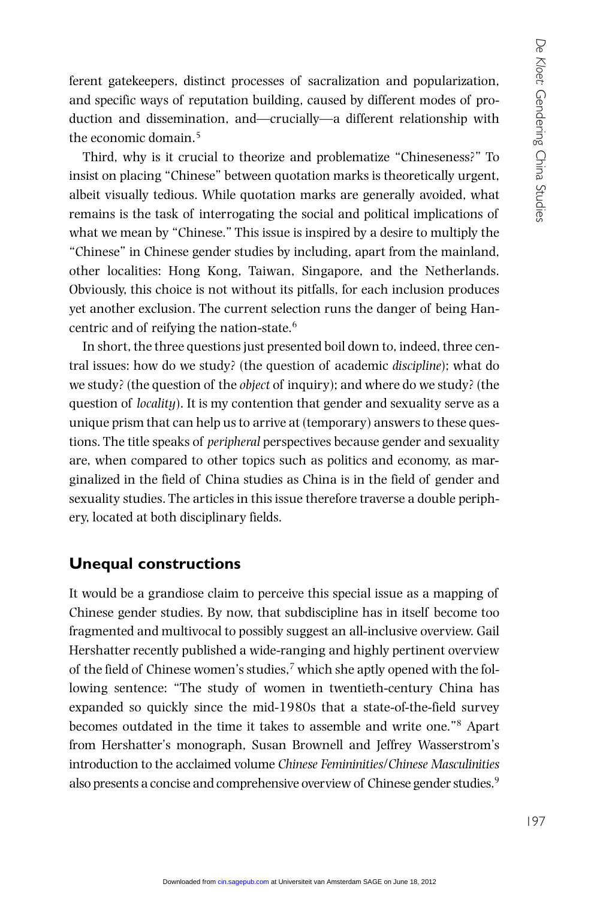ferent gatekeepers, distinct processes of sacralization and popularization, and specific ways of reputation building, caused by different modes of production and dissemination, and—crucially—a different relationship with the economic domain.[5]

Third, why is it crucial to theorize and problematize "Chineseness?" To insist on placing "Chinese" between quotation marks is theoretically urgent, albeit visually tedious. While quotation marks are generally avoided, what remains is the task of interrogating the social and political implications of what we mean by "Chinese." This issue is inspired by a desire to multiply the "Chinese" in Chinese gender studies by including, apart from the mainland, other localities: Hong Kong, Taiwan, Singapore, and the Netherlands. Obviously, this choice is not without its pitfalls, for each inclusion produces yet another exclusion. The current selection runs the danger of being Han-centric and of reifying the nation-state.[6]

In short, the three questions just presented boil down to, indeed, three central issues: how do we study? (the question of academic *discipline*); what do we study? (the question of the *object* of inquiry); and where do we study? (the question of *locality*). It is my contention that gender and sexuality serve as a unique prism that can help us to arrive at (temporary) answers to these questions. The title speaks of *peripheral* perspectives because gender and sexuality are, when compared to other topics such as politics and economy, as marginalized in the field of China studies as China is in the field of gender and sexuality studies. The articles in this issue therefore traverse a double periphery, located at both disciplinary fields.

## Unequal constructions

It would be a grandiose claim to perceive this special issue as a mapping of Chinese gender studies. By now, that subdiscipline has in itself become too fragmented and multivocal to possibly suggest an all-inclusive overview. Gail Hershatter recently published a wide-ranging and highly pertinent overview of the field of Chinese women's studies,[7] which she aptly opened with the following sentence: "The study of women in twentieth-century China has expanded so quickly since the mid-1980s that a state-of-the-field survey becomes outdated in the time it takes to assemble and write one."[8] Apart from Hershatter's monograph, Susan Brownell and Jeffrey Wasserstrom's introduction to the acclaimed volume *Chinese Femininities/Chinese Masculinities* also presents a concise and comprehensive overview of Chinese gender studies.[9]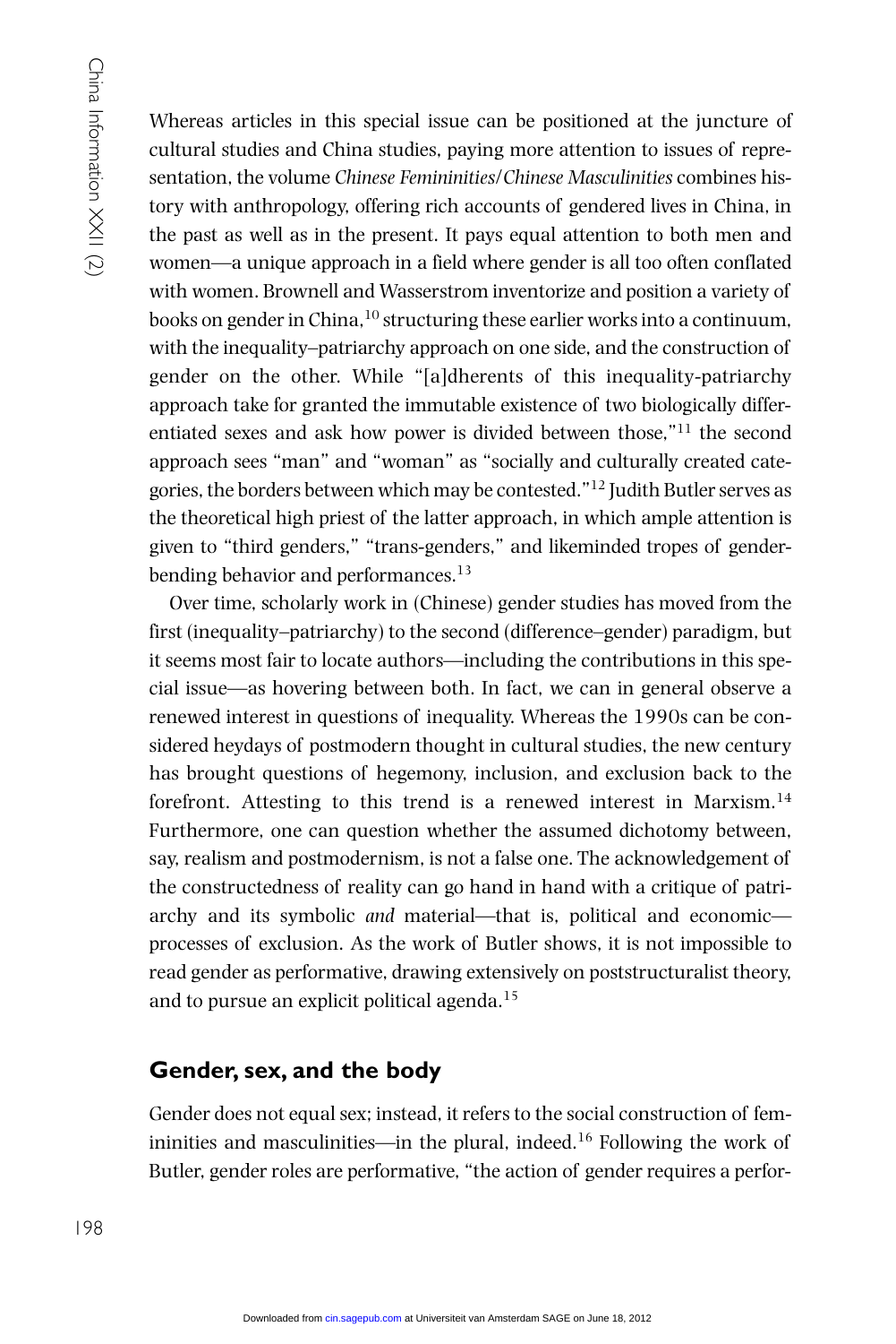Whereas articles in this special issue can be positioned at the juncture of cultural studies and China studies, paying more attention to issues of representation, the volume *Chinese Femininities/Chinese Masculinities* combines history with anthropology, offering rich accounts of gendered lives in China, in the past as well as in the present. It pays equal attention to both men and women—a unique approach in a field where gender is all too often conflated with women. Brownell and Wasserstrom inventorize and position a variety of books on gender in China,[10] structuring these earlier works into a continuum, with the inequality–patriarchy approach on one side, and the construction of gender on the other. While "[a]dherents of this inequality-patriarchy approach take for granted the immutable existence of two biologically differentiated sexes and ask how power is divided between those,"[11] the second approach sees "man" and "woman" as "socially and culturally created categories, the borders between which may be contested."[12] Judith Butler serves as the theoretical high priest of the latter approach, in which ample attention is given to "third genders," "trans-genders," and likeminded tropes of gender-bending behavior and performances.[13]

Over time, scholarly work in (Chinese) gender studies has moved from the first (inequality–patriarchy) to the second (difference–gender) paradigm, but it seems most fair to locate authors—including the contributions in this special issue—as hovering between both. In fact, we can in general observe a renewed interest in questions of inequality. Whereas the 1990s can be considered heydays of postmodern thought in cultural studies, the new century has brought questions of hegemony, inclusion, and exclusion back to the forefront. Attesting to this trend is a renewed interest in Marxism.[14] Furthermore, one can question whether the assumed dichotomy between, say, realism and postmodernism, is not a false one. The acknowledgement of the constructedness of reality can go hand in hand with a critique of patriarchy and its symbolic *and* material—that is, political and economic—processes of exclusion. As the work of Butler shows, it is not impossible to read gender as performative, drawing extensively on poststructuralist theory, and to pursue an explicit political agenda.[15]

## Gender, sex, and the body

Gender does not equal sex; instead, it refers to the social construction of femininities and masculinities—in the plural, indeed.[16] Following the work of Butler, gender roles are performative, "the action of gender requires a perfor-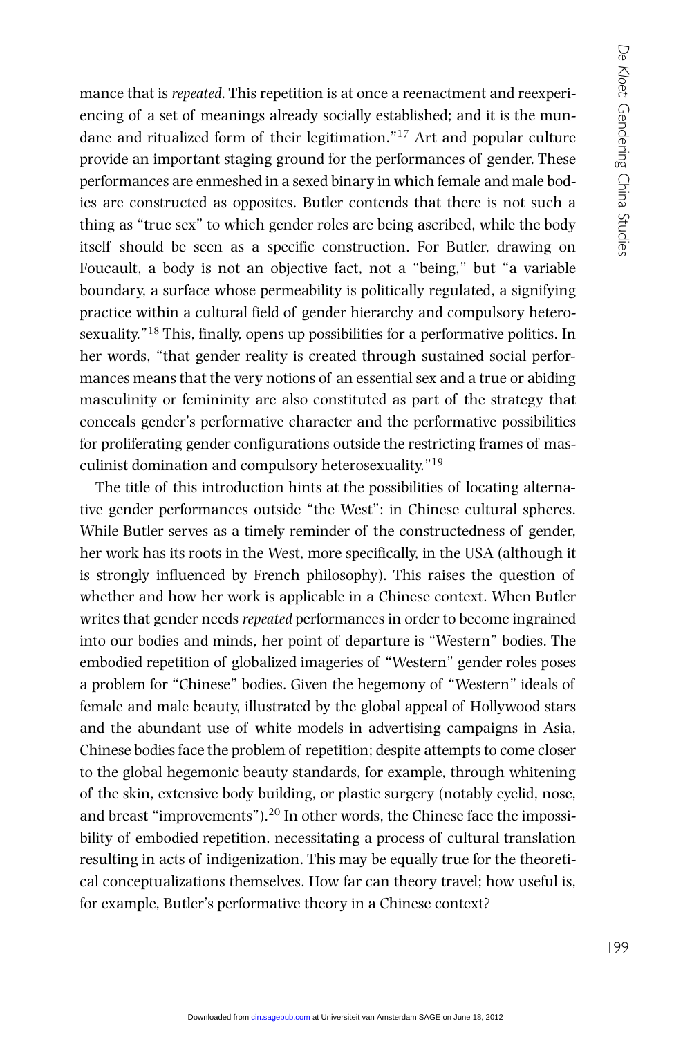mance that is *repeated*. This repetition is at once a reenactment and reexperiencing of a set of meanings already socially established; and it is the mundane and ritualized form of their legitimation."[17] Art and popular culture provide an important staging ground for the performances of gender. These performances are enmeshed in a sexed binary in which female and male bodies are constructed as opposites. Butler contends that there is not such a thing as "true sex" to which gender roles are being ascribed, while the body itself should be seen as a specific construction. For Butler, drawing on Foucault, a body is not an objective fact, not a "being," but "a variable boundary, a surface whose permeability is politically regulated, a signifying practice within a cultural field of gender hierarchy and compulsory heterosexuality."[18] This, finally, opens up possibilities for a performative politics. In her words, "that gender reality is created through sustained social performances means that the very notions of an essential sex and a true or abiding masculinity or femininity are also constituted as part of the strategy that conceals gender's performative character and the performative possibilities for proliferating gender configurations outside the restricting frames of masculinist domination and compulsory heterosexuality."[19]

The title of this introduction hints at the possibilities of locating alternative gender performances outside "the West": in Chinese cultural spheres. While Butler serves as a timely reminder of the constructedness of gender, her work has its roots in the West, more specifically, in the USA (although it is strongly influenced by French philosophy). This raises the question of whether and how her work is applicable in a Chinese context. When Butler writes that gender needs *repeated* performances in order to become ingrained into our bodies and minds, her point of departure is "Western" bodies. The embodied repetition of globalized imageries of "Western" gender roles poses a problem for "Chinese" bodies. Given the hegemony of "Western" ideals of female and male beauty, illustrated by the global appeal of Hollywood stars and the abundant use of white models in advertising campaigns in Asia, Chinese bodies face the problem of repetition; despite attempts to come closer to the global hegemonic beauty standards, for example, through whitening of the skin, extensive body building, or plastic surgery (notably eyelid, nose, and breast "improvements").[20] In other words, the Chinese face the impossibility of embodied repetition, necessitating a process of cultural translation resulting in acts of indigenization. This may be equally true for the theoretical conceptualizations themselves. How far can theory travel; how useful is, for example, Butler's performative theory in a Chinese context?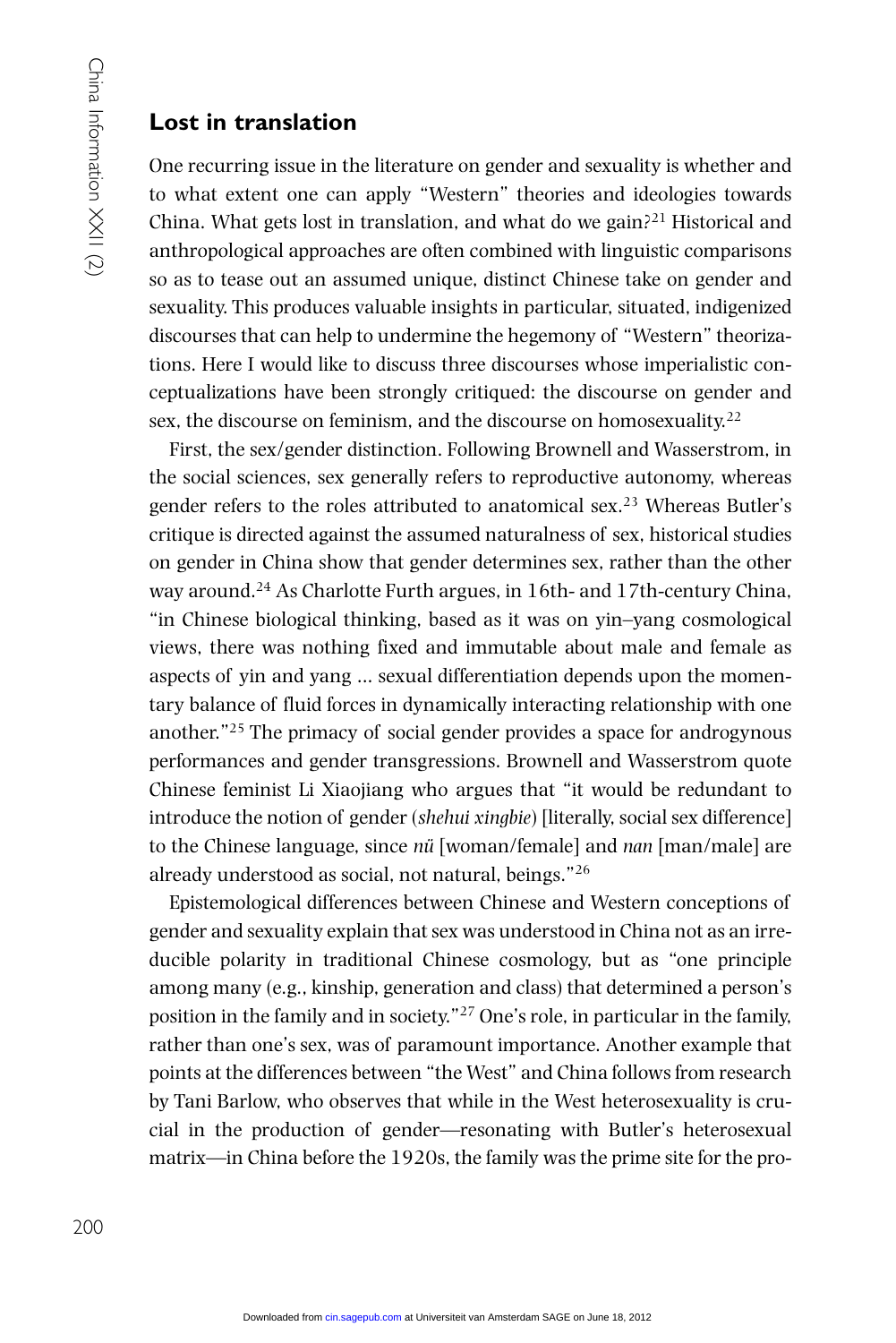## Lost in translation

One recurring issue in the literature on gender and sexuality is whether and to what extent one can apply "Western" theories and ideologies towards China. What gets lost in translation, and what do we gain?[21] Historical and anthropological approaches are often combined with linguistic comparisons so as to tease out an assumed unique, distinct Chinese take on gender and sexuality. This produces valuable insights in particular, situated, indigenized discourses that can help to undermine the hegemony of "Western" theorizations. Here I would like to discuss three discourses whose imperialistic conceptualizations have been strongly critiqued: the discourse on gender and sex, the discourse on feminism, and the discourse on homosexuality.[22]

First, the sex/gender distinction. Following Brownell and Wasserstrom, in the social sciences, sex generally refers to reproductive autonomy, whereas gender refers to the roles attributed to anatomical sex.[23] Whereas Butler's critique is directed against the assumed naturalness of sex, historical studies on gender in China show that gender determines sex, rather than the other way around.[24] As Charlotte Furth argues, in 16th- and 17th-century China, "in Chinese biological thinking, based as it was on yin–yang cosmological views, there was nothing fixed and immutable about male and female as aspects of yin and yang ... sexual differentiation depends upon the momentary balance of fluid forces in dynamically interacting relationship with one another."[25] The primacy of social gender provides a space for androgynous performances and gender transgressions. Brownell and Wasserstrom quote Chinese feminist Li Xiaojiang who argues that "it would be redundant to introduce the notion of gender (*shehui xingbie*) [literally, social sex difference] to the Chinese language, since *nü* [woman/female] and *nan* [man/male] are already understood as social, not natural, beings."[26]

Epistemological differences between Chinese and Western conceptions of gender and sexuality explain that sex was understood in China not as an irreducible polarity in traditional Chinese cosmology, but as "one principle among many (e.g., kinship, generation and class) that determined a person's position in the family and in society."[27] One's role, in particular in the family, rather than one's sex, was of paramount importance. Another example that points at the differences between "the West" and China follows from research by Tani Barlow, who observes that while in the West heterosexuality is crucial in the production of gender—resonating with Butler's heterosexual matrix—in China before the 1920s, the family was the prime site for the pro-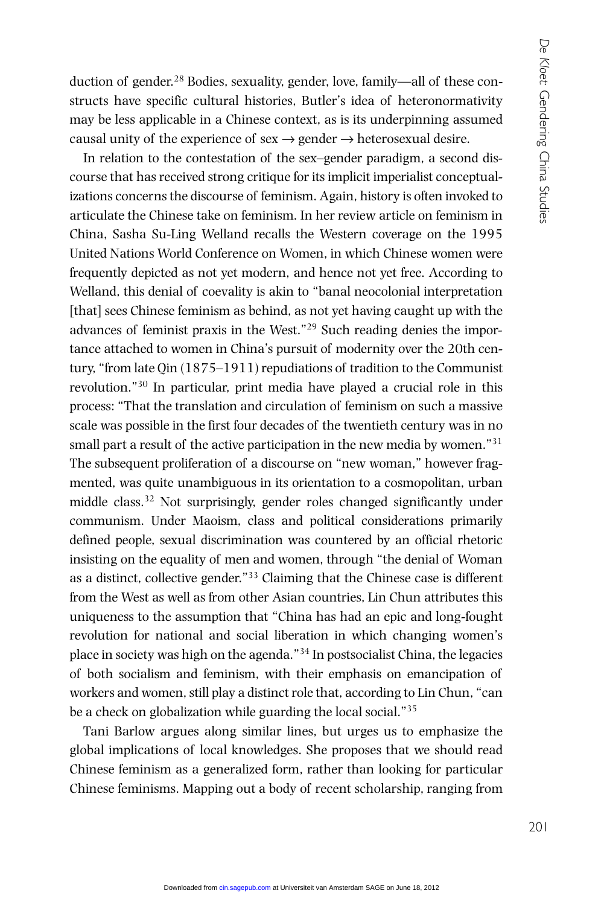duction of gender.[28] Bodies, sexuality, gender, love, family—all of these constructs have specific cultural histories, Butler's idea of heteronormativity may be less applicable in a Chinese context, as is its underpinning assumed causal unity of the experience of sex → gender → heterosexual desire.

In relation to the contestation of the sex–gender paradigm, a second discourse that has received strong critique for its implicit imperialist conceptualizations concerns the discourse of feminism. Again, history is often invoked to articulate the Chinese take on feminism. In her review article on feminism in China, Sasha Su-Ling Welland recalls the Western coverage on the 1995 United Nations World Conference on Women, in which Chinese women were frequently depicted as not yet modern, and hence not yet free. According to Welland, this denial of coevality is akin to "banal neocolonial interpretation [that] sees Chinese feminism as behind, as not yet having caught up with the advances of feminist praxis in the West."[29] Such reading denies the importance attached to women in China's pursuit of modernity over the 20th century, "from late Qin (1875–1911) repudiations of tradition to the Communist revolution."[30] In particular, print media have played a crucial role in this process: "That the translation and circulation of feminism on such a massive scale was possible in the first four decades of the twentieth century was in no small part a result of the active participation in the new media by women."[31] The subsequent proliferation of a discourse on "new woman," however fragmented, was quite unambiguous in its orientation to a cosmopolitan, urban middle class.[32] Not surprisingly, gender roles changed significantly under communism. Under Maoism, class and political considerations primarily defined people, sexual discrimination was countered by an official rhetoric insisting on the equality of men and women, through "the denial of Woman as a distinct, collective gender."[33] Claiming that the Chinese case is different from the West as well as from other Asian countries, Lin Chun attributes this uniqueness to the assumption that "China has had an epic and long-fought revolution for national and social liberation in which changing women's place in society was high on the agenda."[34] In postsocialist China, the legacies of both socialism and feminism, with their emphasis on emancipation of workers and women, still play a distinct role that, according to Lin Chun, "can be a check on globalization while guarding the local social."[35]

Tani Barlow argues along similar lines, but urges us to emphasize the global implications of local knowledges. She proposes that we should read Chinese feminism as a generalized form, rather than looking for particular Chinese feminisms. Mapping out a body of recent scholarship, ranging from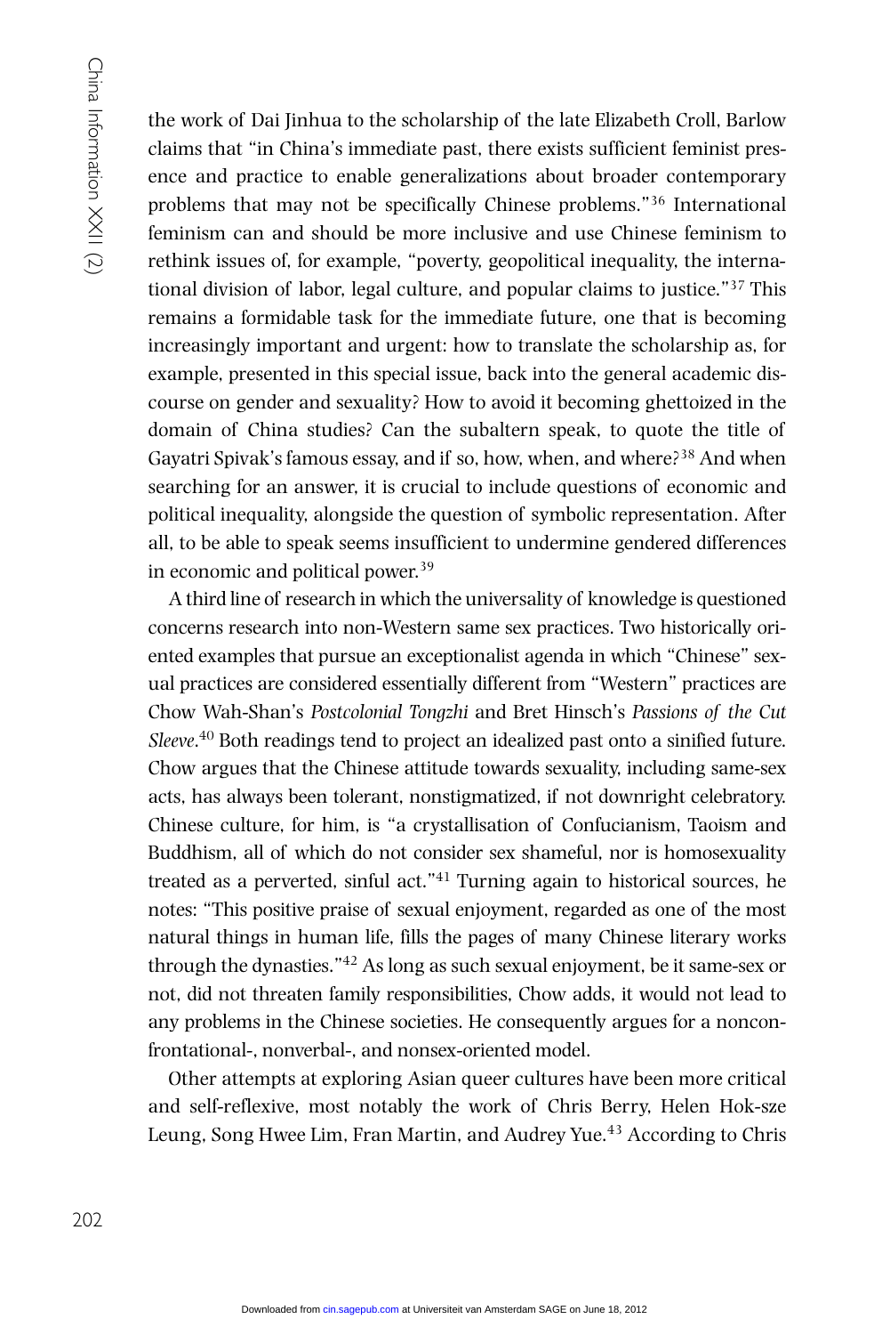the work of Dai Jinhua to the scholarship of the late Elizabeth Croll, Barlow claims that "in China's immediate past, there exists sufficient feminist presence and practice to enable generalizations about broader contemporary problems that may not be specifically Chinese problems."[36] International feminism can and should be more inclusive and use Chinese feminism to rethink issues of, for example, "poverty, geopolitical inequality, the international division of labor, legal culture, and popular claims to justice."[37] This remains a formidable task for the immediate future, one that is becoming increasingly important and urgent: how to translate the scholarship as, for example, presented in this special issue, back into the general academic discourse on gender and sexuality? How to avoid it becoming ghettoized in the domain of China studies? Can the subaltern speak, to quote the title of Gayatri Spivak's famous essay, and if so, how, when, and where?[38] And when searching for an answer, it is crucial to include questions of economic and political inequality, alongside the question of symbolic representation. After all, to be able to speak seems insufficient to undermine gendered differences in economic and political power.[39]

A third line of research in which the universality of knowledge is questioned concerns research into non-Western same sex practices. Two historically oriented examples that pursue an exceptionalist agenda in which "Chinese" sexual practices are considered essentially different from "Western" practices are Chow Wah-Shan's *Postcolonial Tongzhi* and Bret Hinsch's *Passions of the Cut Sleeve*.[40] Both readings tend to project an idealized past onto a sinified future. Chow argues that the Chinese attitude towards sexuality, including same-sex acts, has always been tolerant, nonstigmatized, if not downright celebratory. Chinese culture, for him, is "a crystallisation of Confucianism, Taoism and Buddhism, all of which do not consider sex shameful, nor is homosexuality treated as a perverted, sinful act."[41] Turning again to historical sources, he notes: "This positive praise of sexual enjoyment, regarded as one of the most natural things in human life, fills the pages of many Chinese literary works through the dynasties."[42] As long as such sexual enjoyment, be it same-sex or not, did not threaten family responsibilities, Chow adds, it would not lead to any problems in the Chinese societies. He consequently argues for a nonconfrontational-, nonverbal-, and nonsex-oriented model.

Other attempts at exploring Asian queer cultures have been more critical and self-reflexive, most notably the work of Chris Berry, Helen Hok-sze Leung, Song Hwee Lim, Fran Martin, and Audrey Yue.[43] According to Chris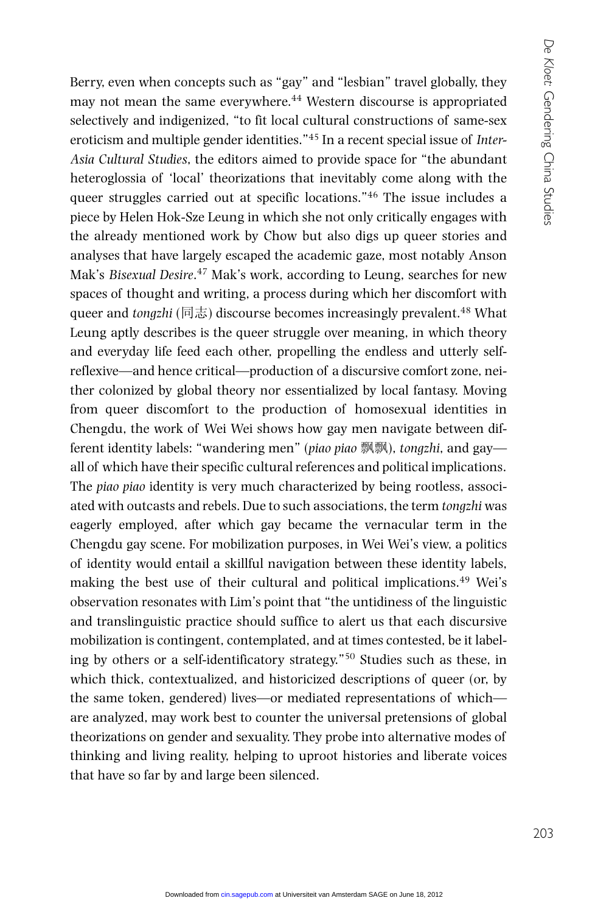Berry, even when concepts such as "gay" and "lesbian" travel globally, they may not mean the same everywhere.[44] Western discourse is appropriated selectively and indigenized, "to fit local cultural constructions of same-sex eroticism and multiple gender identities."[45] In a recent special issue of *Inter-Asia Cultural Studies*, the editors aimed to provide space for "the abundant heteroglossia of 'local' theorizations that inevitably come along with the queer struggles carried out at specific locations."[46] The issue includes a piece by Helen Hok-Sze Leung in which she not only critically engages with the already mentioned work by Chow but also digs up queer stories and analyses that have largely escaped the academic gaze, most notably Anson Mak's *Bisexual Desire*.[47] Mak's work, according to Leung, searches for new spaces of thought and writing, a process during which her discomfort with queer and *tongzhi* (同志) discourse becomes increasingly prevalent.[48] What Leung aptly describes is the queer struggle over meaning, in which theory and everyday life feed each other, propelling the endless and utterly self-reflexive—and hence critical—production of a discursive comfort zone, neither colonized by global theory nor essentialized by local fantasy. Moving from queer discomfort to the production of homosexual identities in Chengdu, the work of Wei Wei shows how gay men navigate between different identity labels: "wandering men" (*piao piao* 飘飘), *tongzhi*, and gay—all of which have their specific cultural references and political implications. The *piao piao* identity is very much characterized by being rootless, associated with outcasts and rebels. Due to such associations, the term *tongzhi* was eagerly employed, after which gay became the vernacular term in the Chengdu gay scene. For mobilization purposes, in Wei Wei's view, a politics of identity would entail a skillful navigation between these identity labels, making the best use of their cultural and political implications.[49] Wei's observation resonates with Lim's point that "the untidiness of the linguistic and translinguistic practice should suffice to alert us that each discursive mobilization is contingent, contemplated, and at times contested, be it labeling by others or a self-identificatory strategy."[50] Studies such as these, in which thick, contextualized, and historicized descriptions of queer (or, by the same token, gendered) lives—or mediated representations of which—are analyzed, may work best to counter the universal pretensions of global theorizations on gender and sexuality. They probe into alternative modes of thinking and living reality, helping to uproot histories and liberate voices that have so far by and large been silenced.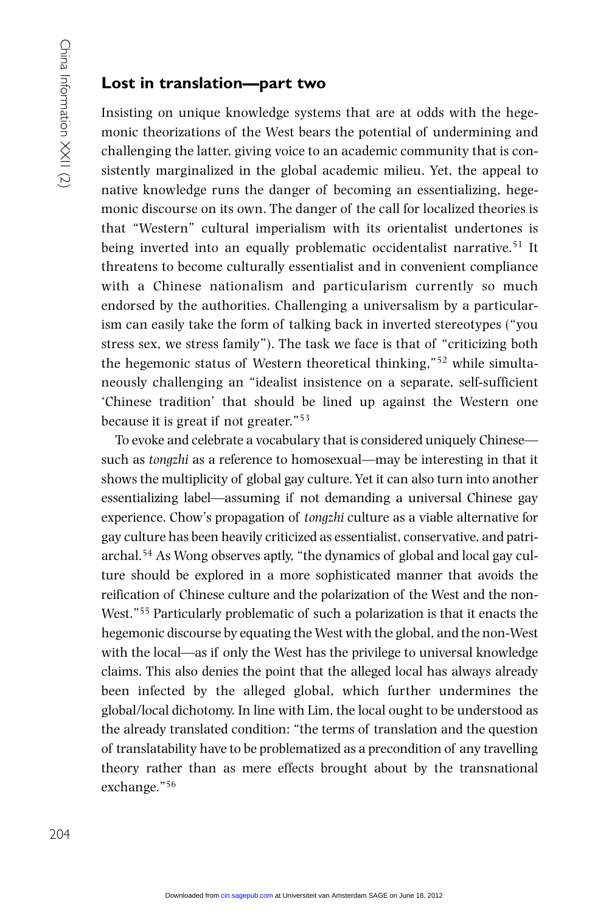## Lost in translation—part two

Insisting on unique knowledge systems that are at odds with the hegemonic theorizations of the West bears the potential of undermining and challenging the latter, giving voice to an academic community that is consistently marginalized in the global academic milieu. Yet, the appeal to native knowledge runs the danger of becoming an essentializing, hegemonic discourse on its own. The danger of the call for localized theories is that "Western" cultural imperialism with its orientalist undertones is being inverted into an equally problematic occidentalist narrative.[51] It threatens to become culturally essentialist and in convenient compliance with a Chinese nationalism and particularism currently so much endorsed by the authorities. Challenging a universalism by a particularism can easily take the form of talking back in inverted stereotypes ("you stress sex, we stress family"). The task we face is that of "criticizing both the hegemonic status of Western theoretical thinking,"[52] while simultaneously challenging an "idealist insistence on a separate, self-sufficient 'Chinese tradition' that should be lined up against the Western one because it is great if not greater."[53]

To evoke and celebrate a vocabulary that is considered uniquely Chinese—such as *tongzhi* as a reference to homosexual—may be interesting in that it shows the multiplicity of global gay culture. Yet it can also turn into another essentializing label—assuming if not demanding a universal Chinese gay experience. Chow's propagation of *tongzhi* culture as a viable alternative for gay culture has been heavily criticized as essentialist, conservative, and patriarchal.[54] As Wong observes aptly, "the dynamics of global and local gay culture should be explored in a more sophisticated manner that avoids the reification of Chinese culture and the polarization of the West and the non-West."[55] Particularly problematic of such a polarization is that it enacts the hegemonic discourse by equating the West with the global, and the non-West with the local—as if only the West has the privilege to universal knowledge claims. This also denies the point that the alleged local has always already been infected by the alleged global, which further undermines the global/local dichotomy. In line with Lim, the local ought to be understood as the already translated condition: "the terms of translation and the question of translatability have to be problematized as a precondition of any travelling theory rather than as mere effects brought about by the transnational exchange."[56]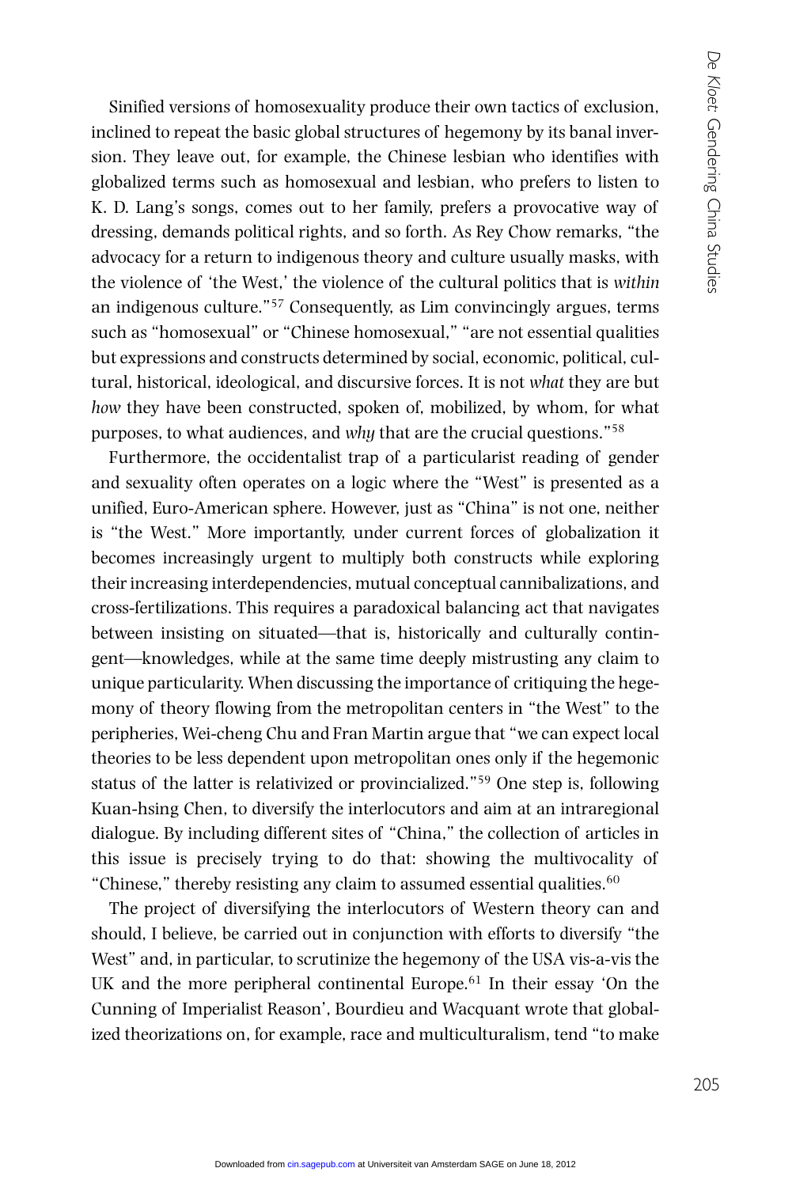Sinified versions of homosexuality produce their own tactics of exclusion, inclined to repeat the basic global structures of hegemony by its banal inversion. They leave out, for example, the Chinese lesbian who identifies with globalized terms such as homosexual and lesbian, who prefers to listen to K. D. Lang's songs, comes out to her family, prefers a provocative way of dressing, demands political rights, and so forth. As Rey Chow remarks, "the advocacy for a return to indigenous theory and culture usually masks, with the violence of 'the West,' the violence of the cultural politics that is *within* an indigenous culture."[57] Consequently, as Lim convincingly argues, terms such as "homosexual" or "Chinese homosexual," "are not essential qualities but expressions and constructs determined by social, economic, political, cultural, historical, ideological, and discursive forces. It is not *what* they are but *how* they have been constructed, spoken of, mobilized, by whom, for what purposes, to what audiences, and *why* that are the crucial questions."[58]

Furthermore, the occidentalist trap of a particularist reading of gender and sexuality often operates on a logic where the "West" is presented as a unified, Euro-American sphere. However, just as "China" is not one, neither is "the West." More importantly, under current forces of globalization it becomes increasingly urgent to multiply both constructs while exploring their increasing interdependencies, mutual conceptual cannibalizations, and cross-fertilizations. This requires a paradoxical balancing act that navigates between insisting on situated—that is, historically and culturally contingent—knowledges, while at the same time deeply mistrusting any claim to unique particularity. When discussing the importance of critiquing the hegemony of theory flowing from the metropolitan centers in "the West" to the peripheries, Wei-cheng Chu and Fran Martin argue that "we can expect local theories to be less dependent upon metropolitan ones only if the hegemonic status of the latter is relativized or provincialized."[59] One step is, following Kuan-hsing Chen, to diversify the interlocutors and aim at an intraregional dialogue. By including different sites of "China," the collection of articles in this issue is precisely trying to do that: showing the multivocality of "Chinese," thereby resisting any claim to assumed essential qualities.[60]

The project of diversifying the interlocutors of Western theory can and should, I believe, be carried out in conjunction with efforts to diversify "the West" and, in particular, to scrutinize the hegemony of the USA vis-a-vis the UK and the more peripheral continental Europe.[61] In their essay 'On the Cunning of Imperialist Reason', Bourdieu and Wacquant wrote that globalized theorizations on, for example, race and multiculturalism, tend "to make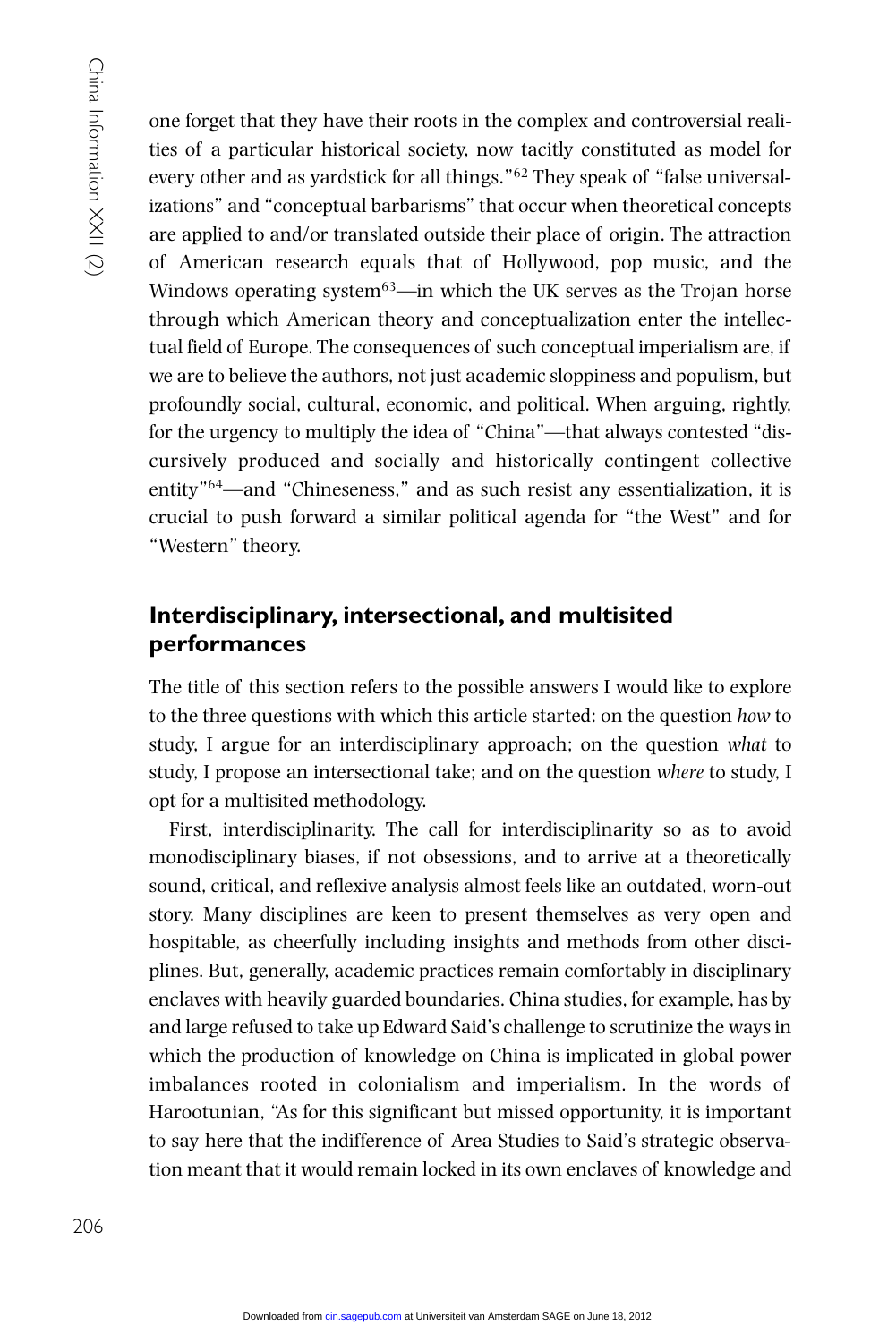one forget that they have their roots in the complex and controversial realities of a particular historical society, now tacitly constituted as model for every other and as yardstick for all things."[62] They speak of "false universalizations" and "conceptual barbarisms" that occur when theoretical concepts are applied to and/or translated outside their place of origin. The attraction of American research equals that of Hollywood, pop music, and the Windows operating system[63]—in which the UK serves as the Trojan horse through which American theory and conceptualization enter the intellectual field of Europe. The consequences of such conceptual imperialism are, if we are to believe the authors, not just academic sloppiness and populism, but profoundly social, cultural, economic, and political. When arguing, rightly, for the urgency to multiply the idea of "China"—that always contested "discursively produced and socially and historically contingent collective entity"[64]—and "Chineseness," and as such resist any essentialization, it is crucial to push forward a similar political agenda for "the West" and for "Western" theory.

## Interdisciplinary, intersectional, and multisited performances

The title of this section refers to the possible answers I would like to explore to the three questions with which this article started: on the question *how* to study, I argue for an interdisciplinary approach; on the question *what* to study, I propose an intersectional take; and on the question *where* to study, I opt for a multisited methodology.

First, interdisciplinarity. The call for interdisciplinarity so as to avoid monodisciplinary biases, if not obsessions, and to arrive at a theoretically sound, critical, and reflexive analysis almost feels like an outdated, worn-out story. Many disciplines are keen to present themselves as very open and hospitable, as cheerfully including insights and methods from other disciplines. But, generally, academic practices remain comfortably in disciplinary enclaves with heavily guarded boundaries. China studies, for example, has by and large refused to take up Edward Said's challenge to scrutinize the ways in which the production of knowledge on China is implicated in global power imbalances rooted in colonialism and imperialism. In the words of Harootunian, "As for this significant but missed opportunity, it is important to say here that the indifference of Area Studies to Said's strategic observation meant that it would remain locked in its own enclaves of knowledge and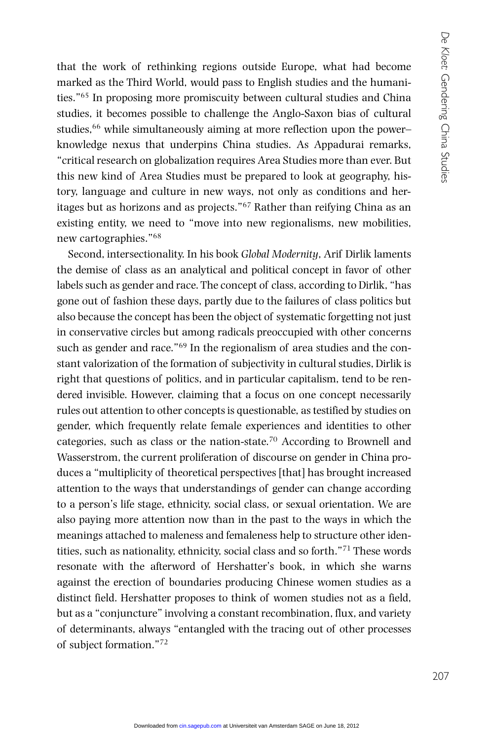that the work of rethinking regions outside Europe, what had become marked as the Third World, would pass to English studies and the humanities."[65] In proposing more promiscuity between cultural studies and China studies, it becomes possible to challenge the Anglo-Saxon bias of cultural studies,[66] while simultaneously aiming at more reflection upon the power–knowledge nexus that underpins China studies. As Appadurai remarks, "critical research on globalization requires Area Studies more than ever. But this new kind of Area Studies must be prepared to look at geography, history, language and culture in new ways, not only as conditions and heritages but as horizons and as projects."[67] Rather than reifying China as an existing entity, we need to "move into new regionalisms, new mobilities, new cartographies."[68]

Second, intersectionality. In his book *Global Modernity*, Arif Dirlik laments the demise of class as an analytical and political concept in favor of other labels such as gender and race. The concept of class, according to Dirlik, "has gone out of fashion these days, partly due to the failures of class politics but also because the concept has been the object of systematic forgetting not just in conservative circles but among radicals preoccupied with other concerns such as gender and race."[69] In the regionalism of area studies and the constant valorization of the formation of subjectivity in cultural studies, Dirlik is right that questions of politics, and in particular capitalism, tend to be rendered invisible. However, claiming that a focus on one concept necessarily rules out attention to other concepts is questionable, as testified by studies on gender, which frequently relate female experiences and identities to other categories, such as class or the nation-state.[70] According to Brownell and Wasserstrom, the current proliferation of discourse on gender in China produces a "multiplicity of theoretical perspectives [that] has brought increased attention to the ways that understandings of gender can change according to a person's life stage, ethnicity, social class, or sexual orientation. We are also paying more attention now than in the past to the ways in which the meanings attached to maleness and femaleness help to structure other identities, such as nationality, ethnicity, social class and so forth."[71] These words resonate with the afterword of Hershatter's book, in which she warns against the erection of boundaries producing Chinese women studies as a distinct field. Hershatter proposes to think of women studies not as a field, but as a "conjuncture" involving a constant recombination, flux, and variety of determinants, always "entangled with the tracing out of other processes of subject formation."[72]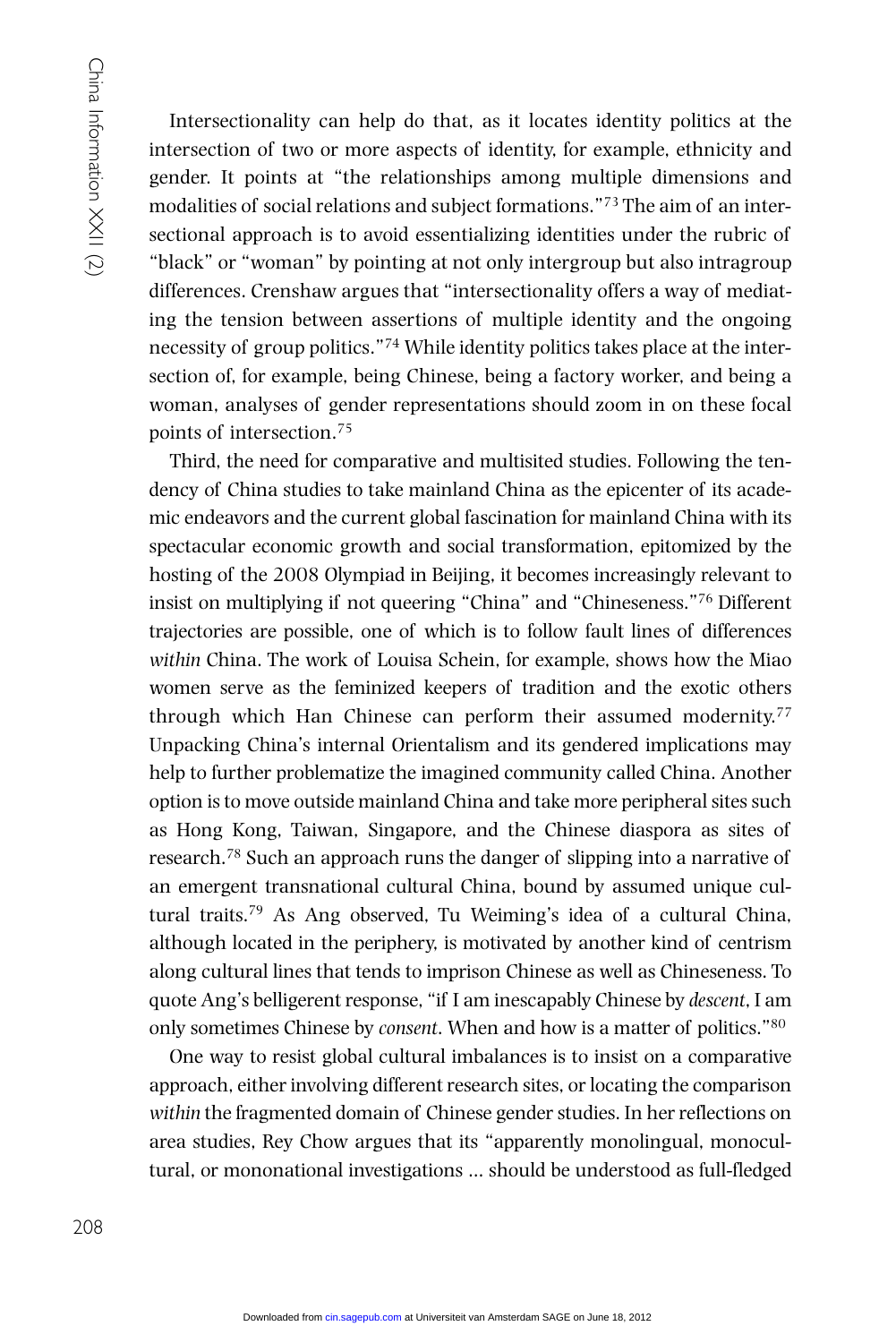Intersectionality can help do that, as it locates identity politics at the intersection of two or more aspects of identity, for example, ethnicity and gender. It points at "the relationships among multiple dimensions and modalities of social relations and subject formations."[73] The aim of an intersectional approach is to avoid essentializing identities under the rubric of "black" or "woman" by pointing at not only intergroup but also intragroup differences. Crenshaw argues that "intersectionality offers a way of mediating the tension between assertions of multiple identity and the ongoing necessity of group politics."[74] While identity politics takes place at the intersection of, for example, being Chinese, being a factory worker, and being a woman, analyses of gender representations should zoom in on these focal points of intersection.[75]

Third, the need for comparative and multisited studies. Following the tendency of China studies to take mainland China as the epicenter of its academic endeavors and the current global fascination for mainland China with its spectacular economic growth and social transformation, epitomized by the hosting of the 2008 Olympiad in Beijing, it becomes increasingly relevant to insist on multiplying if not queering "China" and "Chineseness."[76] Different trajectories are possible, one of which is to follow fault lines of differences *within* China. The work of Louisa Schein, for example, shows how the Miao women serve as the feminized keepers of tradition and the exotic others through which Han Chinese can perform their assumed modernity.[77] Unpacking China's internal Orientalism and its gendered implications may help to further problematize the imagined community called China. Another option is to move outside mainland China and take more peripheral sites such as Hong Kong, Taiwan, Singapore, and the Chinese diaspora as sites of research.[78] Such an approach runs the danger of slipping into a narrative of an emergent transnational cultural China, bound by assumed unique cultural traits.[79] As Ang observed, Tu Weiming's idea of a cultural China, although located in the periphery, is motivated by another kind of centrism along cultural lines that tends to imprison Chinese as well as Chineseness. To quote Ang's belligerent response, "if I am inescapably Chinese by *descent*, I am only sometimes Chinese by *consent*. When and how is a matter of politics."[80]

One way to resist global cultural imbalances is to insist on a comparative approach, either involving different research sites, or locating the comparison *within* the fragmented domain of Chinese gender studies. In her reflections on area studies, Rey Chow argues that its "apparently monolingual, monocultural, or mononational investigations … should be understood as full-fledged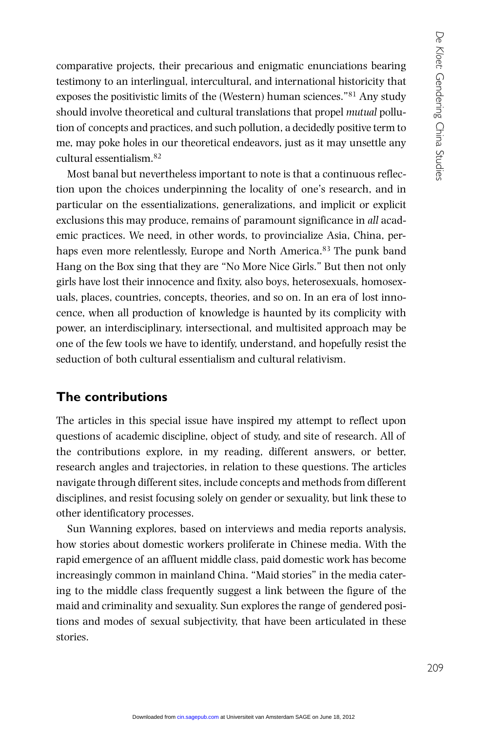comparative projects, their precarious and enigmatic enunciations bearing testimony to an interlingual, intercultural, and international historicity that exposes the positivistic limits of the (Western) human sciences."[81] Any study should involve theoretical and cultural translations that propel *mutual* pollution of concepts and practices, and such pollution, a decidedly positive term to me, may poke holes in our theoretical endeavors, just as it may unsettle any cultural essentialism.[82]

Most banal but nevertheless important to note is that a continuous reflection upon the choices underpinning the locality of one's research, and in particular on the essentializations, generalizations, and implicit or explicit exclusions this may produce, remains of paramount significance in *all* academic practices. We need, in other words, to provincialize Asia, China, perhaps even more relentlessly, Europe and North America.[83] The punk band Hang on the Box sing that they are "No More Nice Girls." But then not only girls have lost their innocence and fixity, also boys, heterosexuals, homosexuals, places, countries, concepts, theories, and so on. In an era of lost innocence, when all production of knowledge is haunted by its complicity with power, an interdisciplinary, intersectional, and multisited approach may be one of the few tools we have to identify, understand, and hopefully resist the seduction of both cultural essentialism and cultural relativism.

## The contributions

The articles in this special issue have inspired my attempt to reflect upon questions of academic discipline, object of study, and site of research. All of the contributions explore, in my reading, different answers, or better, research angles and trajectories, in relation to these questions. The articles navigate through different sites, include concepts and methods from different disciplines, and resist focusing solely on gender or sexuality, but link these to other identificatory processes.

Sun Wanning explores, based on interviews and media reports analysis, how stories about domestic workers proliferate in Chinese media. With the rapid emergence of an affluent middle class, paid domestic work has become increasingly common in mainland China. "Maid stories" in the media catering to the middle class frequently suggest a link between the figure of the maid and criminality and sexuality. Sun explores the range of gendered positions and modes of sexual subjectivity, that have been articulated in these stories.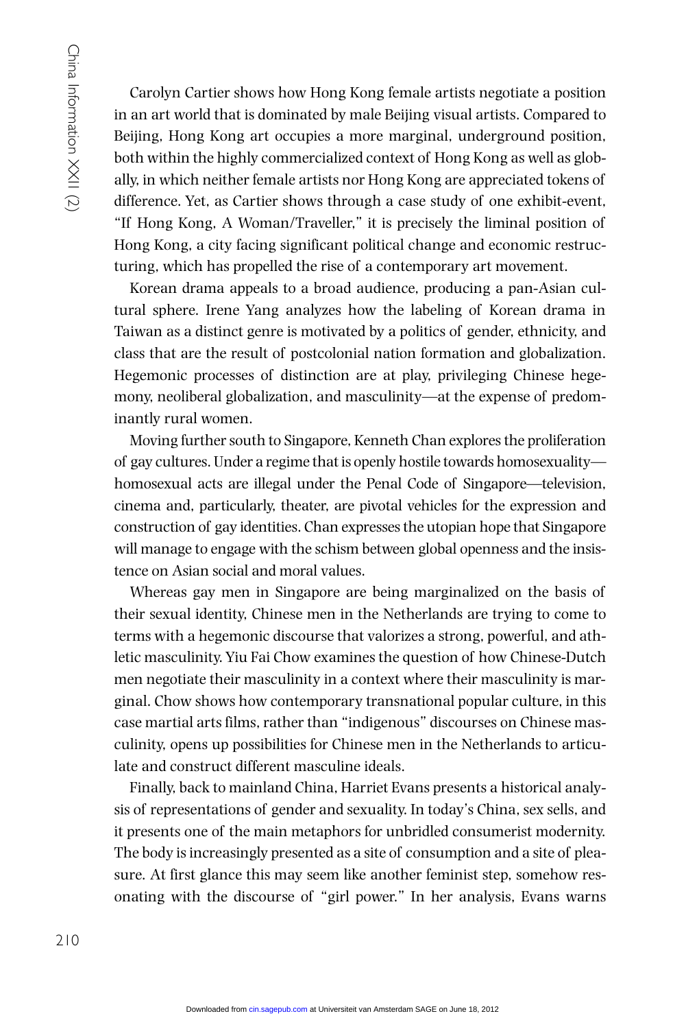Carolyn Cartier shows how Hong Kong female artists negotiate a position in an art world that is dominated by male Beijing visual artists. Compared to Beijing, Hong Kong art occupies a more marginal, underground position, both within the highly commercialized context of Hong Kong as well as globally, in which neither female artists nor Hong Kong are appreciated tokens of difference. Yet, as Cartier shows through a case study of one exhibit-event, "If Hong Kong, A Woman/Traveller," it is precisely the liminal position of Hong Kong, a city facing significant political change and economic restructuring, which has propelled the rise of a contemporary art movement.

Korean drama appeals to a broad audience, producing a pan-Asian cultural sphere. Irene Yang analyzes how the labeling of Korean drama in Taiwan as a distinct genre is motivated by a politics of gender, ethnicity, and class that are the result of postcolonial nation formation and globalization. Hegemonic processes of distinction are at play, privileging Chinese hegemony, neoliberal globalization, and masculinity—at the expense of predominantly rural women.

Moving further south to Singapore, Kenneth Chan explores the proliferation of gay cultures. Under a regime that is openly hostile towards homosexuality—homosexual acts are illegal under the Penal Code of Singapore—television, cinema and, particularly, theater, are pivotal vehicles for the expression and construction of gay identities. Chan expresses the utopian hope that Singapore will manage to engage with the schism between global openness and the insistence on Asian social and moral values.

Whereas gay men in Singapore are being marginalized on the basis of their sexual identity, Chinese men in the Netherlands are trying to come to terms with a hegemonic discourse that valorizes a strong, powerful, and athletic masculinity. Yiu Fai Chow examines the question of how Chinese-Dutch men negotiate their masculinity in a context where their masculinity is marginal. Chow shows how contemporary transnational popular culture, in this case martial arts films, rather than "indigenous" discourses on Chinese masculinity, opens up possibilities for Chinese men in the Netherlands to articulate and construct different masculine ideals.

Finally, back to mainland China, Harriet Evans presents a historical analysis of representations of gender and sexuality. In today's China, sex sells, and it presents one of the main metaphors for unbridled consumerist modernity. The body is increasingly presented as a site of consumption and a site of pleasure. At first glance this may seem like another feminist step, somehow resonating with the discourse of "girl power." In her analysis, Evans warns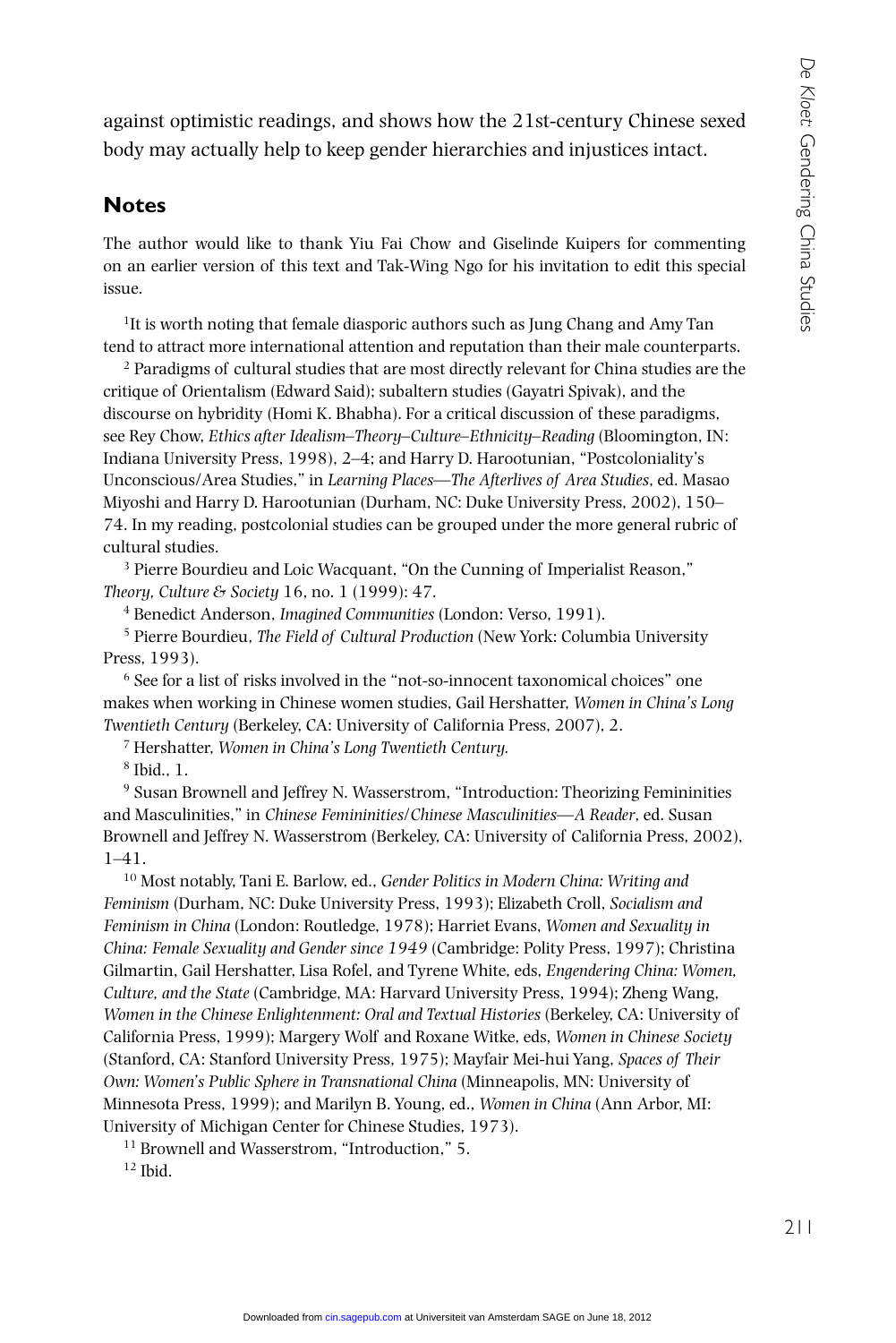against optimistic readings, and shows how the 21st-century Chinese sexed body may actually help to keep gender hierarchies and injustices intact.

## Notes

The author would like to thank Yiu Fai Chow and Giselinde Kuipers for commenting on an earlier version of this text and Tak-Wing Ngo for his invitation to edit this special issue.

[1]It is worth noting that female diasporic authors such as Jung Chang and Amy Tan tend to attract more international attention and reputation than their male counterparts.

[2] Paradigms of cultural studies that are most directly relevant for China studies are the critique of Orientalism (Edward Said); subaltern studies (Gayatri Spivak), and the discourse on hybridity (Homi K. Bhabha). For a critical discussion of these paradigms, see Rey Chow, *Ethics after Idealism–Theory–Culture–Ethnicity–Reading* (Bloomington, IN: Indiana University Press, 1998), 2–4; and Harry D. Harootunian, "Postcoloniality's Unconscious/Area Studies," in *Learning Places—The Afterlives of Area Studies*, ed. Masao Miyoshi and Harry D. Harootunian (Durham, NC: Duke University Press, 2002), 150–74. In my reading, postcolonial studies can be grouped under the more general rubric of cultural studies.

[3] Pierre Bourdieu and Loic Wacquant, "On the Cunning of Imperialist Reason," *Theory, Culture & Society* 16, no. 1 (1999): 47.

[4] Benedict Anderson, *Imagined Communities* (London: Verso, 1991).

[5] Pierre Bourdieu, *The Field of Cultural Production* (New York: Columbia University Press, 1993).

[6] See for a list of risks involved in the "not-so-innocent taxonomical choices" one makes when working in Chinese women studies, Gail Hershatter, *Women in China's Long Twentieth Century* (Berkeley, CA: University of California Press, 2007), 2.

[7] Hershatter, *Women in China's Long Twentieth Century.*

[8] Ibid., 1.

[9] Susan Brownell and Jeffrey N. Wasserstrom, "Introduction: Theorizing Femininities and Masculinities," in *Chinese Femininities/Chinese Masculinities—A Reader*, ed. Susan Brownell and Jeffrey N. Wasserstrom (Berkeley, CA: University of California Press, 2002), 1–41.

[10] Most notably, Tani E. Barlow, ed., *Gender Politics in Modern China: Writing and Feminism* (Durham, NC: Duke University Press, 1993); Elizabeth Croll, *Socialism and Feminism in China* (London: Routledge, 1978); Harriet Evans, *Women and Sexuality in China: Female Sexuality and Gender since 1949* (Cambridge: Polity Press, 1997); Christina Gilmartin, Gail Hershatter, Lisa Rofel, and Tyrene White, eds, *Engendering China: Women, Culture, and the State* (Cambridge, MA: Harvard University Press, 1994); Zheng Wang, *Women in the Chinese Enlightenment: Oral and Textual Histories* (Berkeley, CA: University of California Press, 1999); Margery Wolf and Roxane Witke, eds, *Women in Chinese Society* (Stanford, CA: Stanford University Press, 1975); Mayfair Mei-hui Yang, *Spaces of Their Own: Women's Public Sphere in Transnational China* (Minneapolis, MN: University of Minnesota Press, 1999); and Marilyn B. Young, ed., *Women in China* (Ann Arbor, MI: University of Michigan Center for Chinese Studies, 1973).

[11] Brownell and Wasserstrom, "Introduction," 5.

[12] Ibid.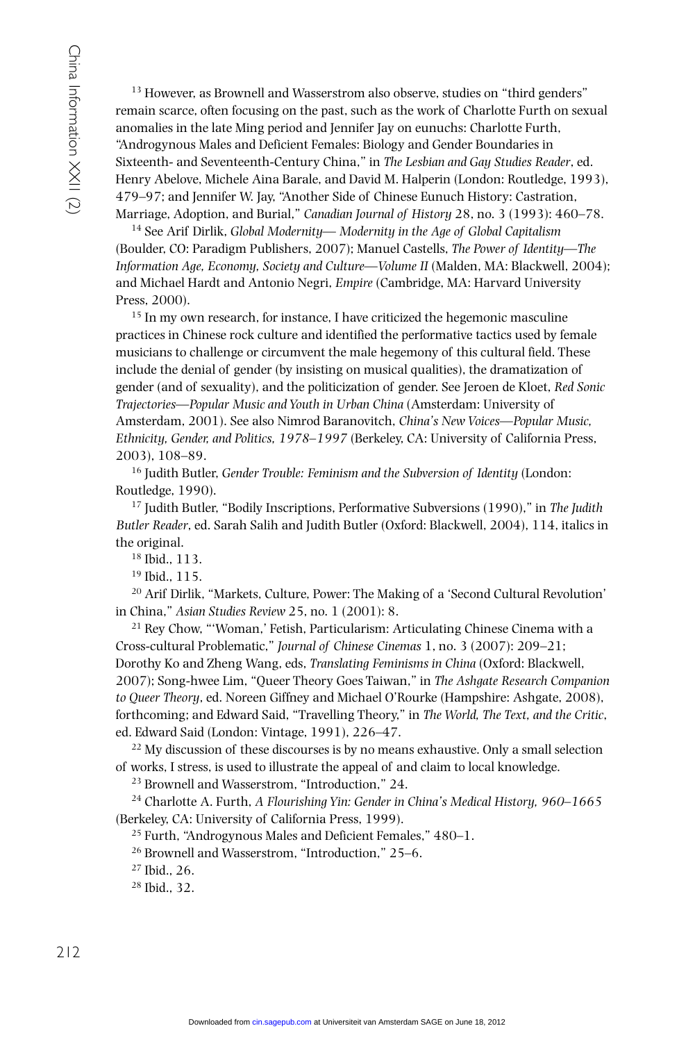[13] However, as Brownell and Wasserstrom also observe, studies on "third genders" remain scarce, often focusing on the past, such as the work of Charlotte Furth on sexual anomalies in the late Ming period and Jennifer Jay on eunuchs: Charlotte Furth, "Androgynous Males and Deficient Females: Biology and Gender Boundaries in Sixteenth- and Seventeenth-Century China," in *The Lesbian and Gay Studies Reader*, ed. Henry Abelove, Michele Aina Barale, and David M. Halperin (London: Routledge, 1993), 479–97; and Jennifer W. Jay, "Another Side of Chinese Eunuch History: Castration, Marriage, Adoption, and Burial," *Canadian Journal of History* 28, no. 3 (1993): 460–78.

[14] See Arif Dirlik, *Global Modernity— Modernity in the Age of Global Capitalism* (Boulder, CO: Paradigm Publishers, 2007); Manuel Castells, *The Power of Identity—The Information Age, Economy, Society and Culture—Volume II* (Malden, MA: Blackwell, 2004); and Michael Hardt and Antonio Negri, *Empire* (Cambridge, MA: Harvard University Press, 2000).

[15] In my own research, for instance, I have criticized the hegemonic masculine practices in Chinese rock culture and identified the performative tactics used by female musicians to challenge or circumvent the male hegemony of this cultural field. These include the denial of gender (by insisting on musical qualities), the dramatization of gender (and of sexuality), and the politicization of gender. See Jeroen de Kloet, *Red Sonic Trajectories—Popular Music and Youth in Urban China* (Amsterdam: University of Amsterdam, 2001). See also Nimrod Baranovitch, *China's New Voices—Popular Music, Ethnicity, Gender, and Politics, 1978–1997* (Berkeley, CA: University of California Press, 2003), 108–89.

[16] Judith Butler, *Gender Trouble: Feminism and the Subversion of Identity* (London: Routledge, 1990).

[17] Judith Butler, "Bodily Inscriptions, Performative Subversions (1990)," in *The Judith Butler Reader*, ed. Sarah Salih and Judith Butler (Oxford: Blackwell, 2004), 114, italics in the original.

[18] Ibid., 113.

[19] Ibid., 115.

[20] Arif Dirlik, "Markets, Culture, Power: The Making of a 'Second Cultural Revolution' in China," *Asian Studies Review* 25, no. 1 (2001): 8.

[21] Rey Chow, "'Woman,' Fetish, Particularism: Articulating Chinese Cinema with a Cross-cultural Problematic," *Journal of Chinese Cinemas* 1, no. 3 (2007): 209–21; Dorothy Ko and Zheng Wang, eds, *Translating Feminisms in China* (Oxford: Blackwell, 2007); Song-hwee Lim, "Queer Theory Goes Taiwan," in *The Ashgate Research Companion to Queer Theory*, ed. Noreen Giffney and Michael O'Rourke (Hampshire: Ashgate, 2008), forthcoming; and Edward Said, "Travelling Theory," in *The World, The Text, and the Critic*, ed. Edward Said (London: Vintage, 1991), 226–47.

[22] My discussion of these discourses is by no means exhaustive. Only a small selection of works, I stress, is used to illustrate the appeal of and claim to local knowledge.

[23] Brownell and Wasserstrom, "Introduction," 24.

[24] Charlotte A. Furth, *A Flourishing Yin: Gender in China's Medical History, 960–1665* (Berkeley, CA: University of California Press, 1999).

[25] Furth, "Androgynous Males and Deficient Females," 480–1.

[26] Brownell and Wasserstrom, "Introduction," 25–6.

[27] Ibid., 26.

[28] Ibid., 32.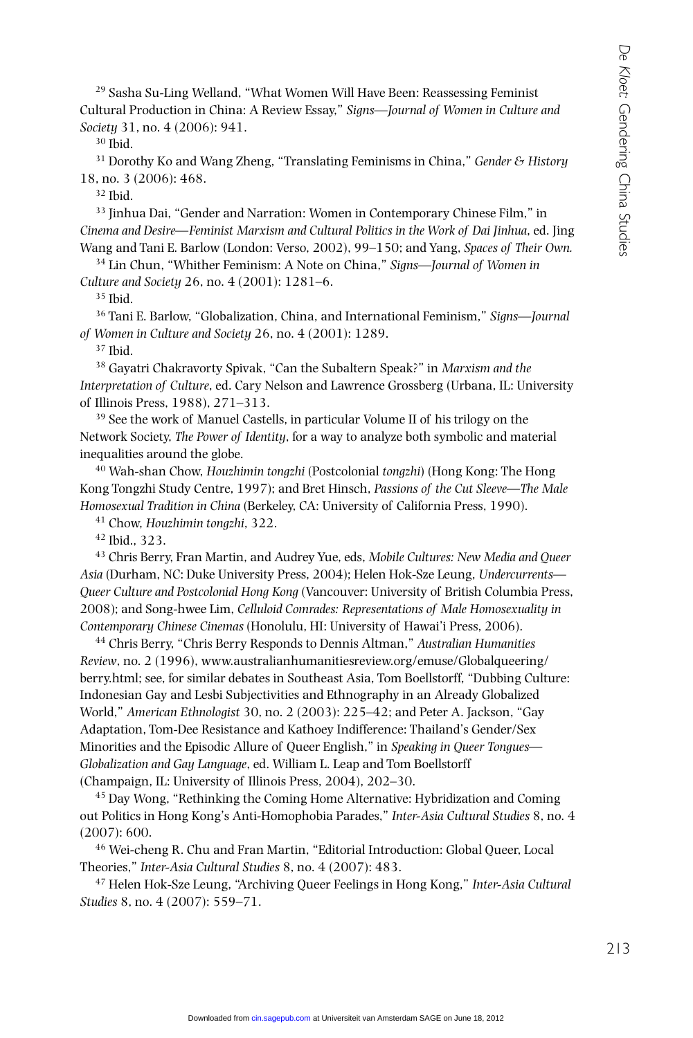[29] Sasha Su-Ling Welland, "What Women Will Have Been: Reassessing Feminist Cultural Production in China: A Review Essay," *Signs—Journal of Women in Culture and Society* 31, no. 4 (2006): 941.

[30] Ibid.

[31] Dorothy Ko and Wang Zheng, "Translating Feminisms in China," *Gender & History* 18, no. 3 (2006): 468.

[32] Ibid.

[33] Jinhua Dai, "Gender and Narration: Women in Contemporary Chinese Film," in *Cinema and Desire—Feminist Marxism and Cultural Politics in the Work of Dai Jinhua*, ed. Jing Wang and Tani E. Barlow (London: Verso, 2002), 99–150; and Yang, *Spaces of Their Own.*

[34] Lin Chun, "Whither Feminism: A Note on China," *Signs—Journal of Women in Culture and Society* 26, no. 4 (2001): 1281–6.

[35] Ibid.

[36] Tani E. Barlow, "Globalization, China, and International Feminism," *Signs—Journal of Women in Culture and Society* 26, no. 4 (2001): 1289.

[37] Ibid.

[38] Gayatri Chakravorty Spivak, "Can the Subaltern Speak?" in *Marxism and the Interpretation of Culture*, ed. Cary Nelson and Lawrence Grossberg (Urbana, IL: University of Illinois Press, 1988), 271–313.

[39] See the work of Manuel Castells, in particular Volume II of his trilogy on the Network Society, *The Power of Identity*, for a way to analyze both symbolic and material inequalities around the globe.

[40] Wah-shan Chow, *Houzhimin tongzhi* (Postcolonial *tongzhi*) (Hong Kong: The Hong Kong Tongzhi Study Centre, 1997); and Bret Hinsch, *Passions of the Cut Sleeve—The Male Homosexual Tradition in China* (Berkeley, CA: University of California Press, 1990).

[41] Chow, *Houzhimin tongzhi*, 322.

[42] Ibid., 323.

[43] Chris Berry, Fran Martin, and Audrey Yue, eds, *Mobile Cultures: New Media and Queer Asia* (Durham, NC: Duke University Press, 2004); Helen Hok-Sze Leung, *Undercurrents—Queer Culture and Postcolonial Hong Kong* (Vancouver: University of British Columbia Press, 2008); and Song-hwee Lim, *Celluloid Comrades: Representations of Male Homosexuality in Contemporary Chinese Cinemas* (Honolulu, HI: University of Hawai'i Press, 2006).

[44] Chris Berry, "Chris Berry Responds to Dennis Altman," *Australian Humanities Review*, no. 2 (1996), www.australianhumanitiesreview.org/emuse/Globalqueering/berry.html; see, for similar debates in Southeast Asia, Tom Boellstorff, "Dubbing Culture: Indonesian Gay and Lesbi Subjectivities and Ethnography in an Already Globalized World," *American Ethnologist* 30, no. 2 (2003): 225–42; and Peter A. Jackson, "Gay Adaptation, Tom-Dee Resistance and Kathoey Indifference: Thailand's Gender/Sex Minorities and the Episodic Allure of Queer English," in *Speaking in Queer Tongues—Globalization and Gay Language*, ed. William L. Leap and Tom Boellstorff (Champaign, IL: University of Illinois Press, 2004), 202–30.

[45] Day Wong, "Rethinking the Coming Home Alternative: Hybridization and Coming out Politics in Hong Kong's Anti-Homophobia Parades," *Inter-Asia Cultural Studies* 8, no. 4 (2007): 600.

[46] Wei-cheng R. Chu and Fran Martin, "Editorial Introduction: Global Queer, Local Theories," *Inter-Asia Cultural Studies* 8, no. 4 (2007): 483.

[47] Helen Hok-Sze Leung, "Archiving Queer Feelings in Hong Kong," *Inter-Asia Cultural Studies* 8, no. 4 (2007): 559–71.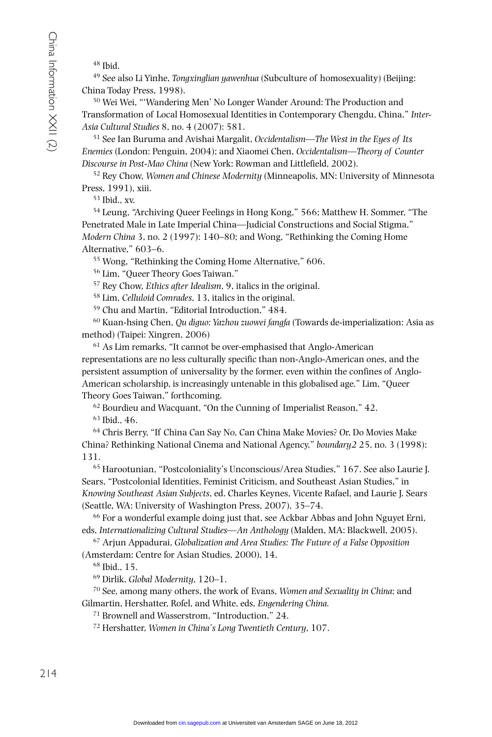[48] Ibid.

[49] See also Li Yinhe, *Tongxinglian yawenhua* (Subculture of homosexuality) (Beijing: China Today Press, 1998).

[50] Wei Wei, "'Wandering Men' No Longer Wander Around: The Production and Transformation of Local Homosexual Identities in Contemporary Chengdu, China," *Inter-Asia Cultural Studies* 8, no. 4 (2007): 581.

[51] See Ian Buruma and Avishai Margalit, *Occidentalism—The West in the Eyes of Its Enemies* (London: Penguin, 2004); and Xiaomei Chen, *Occidentalism—Theory of Counter Discourse in Post-Mao China* (New York: Rowman and Littlefield, 2002).

[52] Rey Chow, *Women and Chinese Modernity* (Minneapolis, MN: University of Minnesota Press, 1991), xiii.

[53] Ibid., xv.

[54] Leung, "Archiving Queer Feelings in Hong Kong," 566; Matthew H. Sommer, "The Penetrated Male in Late Imperial China—Judicial Constructions and Social Stigma," *Modern China* 3, no. 2 (1997): 140–80; and Wong, "Rethinking the Coming Home Alternative," 603–6.

[55] Wong, "Rethinking the Coming Home Alternative," 606.

[56] Lim, "Queer Theory Goes Taiwan."

[57] Rey Chow, *Ethics after Idealism*, 9, italics in the original.

[58] Lim, *Celluloid Comrades*, 13, italics in the original.

[59] Chu and Martin, "Editorial Introduction," 484.

[60] Kuan-hsing Chen, *Qu diguo: Yazhou zuowei fangfa* (Towards de-imperialization: Asia as method) (Taipei: Xingren, 2006)

[61] As Lim remarks, "It cannot be over-emphasised that Anglo-American representations are no less culturally specific than non-Anglo-American ones, and the persistent assumption of universality by the former, even within the confines of Anglo-American scholarship, is increasingly untenable in this globalised age." Lim, "Queer Theory Goes Taiwan," forthcoming.

[62] Bourdieu and Wacquant, "On the Cunning of Imperialist Reason," 42.

[63] Ibid., 46.

[64] Chris Berry, "If China Can Say No, Can China Make Movies? Or, Do Movies Make China? Rethinking National Cinema and National Agency," *boundary2* 25, no. 3 (1998): 131.

[65] Harootunian, "Postcoloniality's Unconscious/Area Studies," 167. See also Laurie J. Sears, "Postcolonial Identities, Feminist Criticism, and Southeast Asian Studies," in *Knowing Southeast Asian Subjects*, ed. Charles Keynes, Vicente Rafael, and Laurie J. Sears (Seattle, WA: University of Washington Press, 2007), 35–74.

[66] For a wonderful example doing just that, see Ackbar Abbas and John Nguyet Erni, eds, *Internationalizing Cultural Studies—An Anthology* (Malden, MA: Blackwell, 2005).

[67] Arjun Appadurai, *Globalization and Area Studies: The Future of a False Opposition* (Amsterdam: Centre for Asian Studies, 2000), 14.

[68] Ibid., 15.

[69] Dirlik, *Global Modernity*, 120–1.

[70] See, among many others, the work of Evans, *Women and Sexuality in China*; and Gilmartin, Hershatter, Rofel, and White, eds, *Engendering China.*

[71] Brownell and Wasserstrom, "Introduction," 24.

[72] Hershatter, *Women in China's Long Twentieth Century*, 107.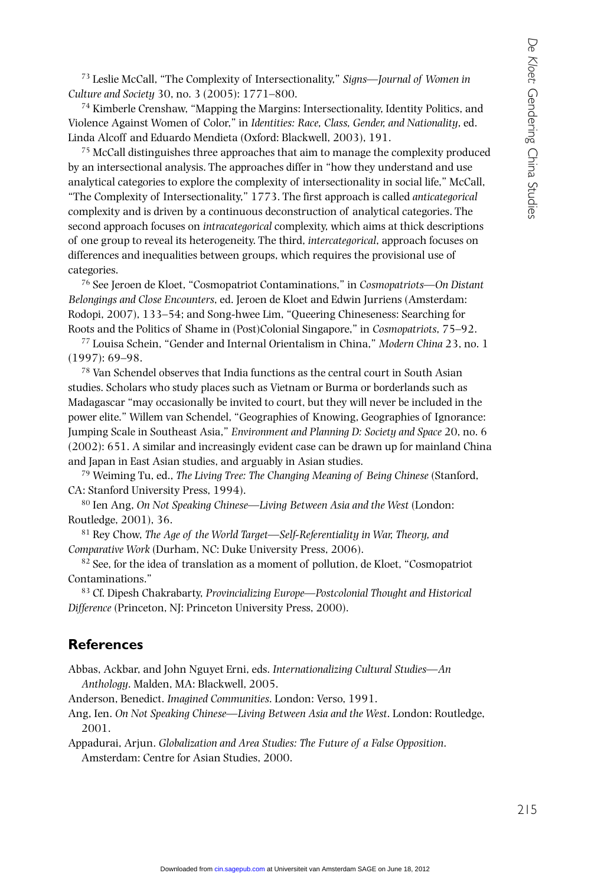[73] Leslie McCall, "The Complexity of Intersectionality," *Signs—Journal of Women in Culture and Society* 30, no. 3 (2005): 1771–800.

[74] Kimberle Crenshaw, "Mapping the Margins: Intersectionality, Identity Politics, and Violence Against Women of Color," in *Identities: Race, Class, Gender, and Nationality*, ed. Linda Alcoff and Eduardo Mendieta (Oxford: Blackwell, 2003), 191.

[75] McCall distinguishes three approaches that aim to manage the complexity produced by an intersectional analysis. The approaches differ in "how they understand and use analytical categories to explore the complexity of intersectionality in social life," McCall, "The Complexity of Intersectionality," 1773. The first approach is called *anticategorical* complexity and is driven by a continuous deconstruction of analytical categories. The second approach focuses on *intracategorical* complexity, which aims at thick descriptions of one group to reveal its heterogeneity. The third, *intercategorical*, approach focuses on differences and inequalities between groups, which requires the provisional use of categories.

[76] See Jeroen de Kloet, "Cosmopatriot Contaminations," in *Cosmopatriots—On Distant Belongings and Close Encounters*, ed. Jeroen de Kloet and Edwin Jurriens (Amsterdam: Rodopi, 2007), 133–54; and Song-hwee Lim, "Queering Chineseness: Searching for Roots and the Politics of Shame in (Post)Colonial Singapore," in *Cosmopatriots*, 75–92.

[77] Louisa Schein, "Gender and Internal Orientalism in China," *Modern China* 23, no. 1 (1997): 69–98.

[78] Van Schendel observes that India functions as the central court in South Asian studies. Scholars who study places such as Vietnam or Burma or borderlands such as Madagascar "may occasionally be invited to court, but they will never be included in the power elite." Willem van Schendel, "Geographies of Knowing, Geographies of Ignorance: Jumping Scale in Southeast Asia," *Environment and Planning D: Society and Space* 20, no. 6 (2002): 651. A similar and increasingly evident case can be drawn up for mainland China and Japan in East Asian studies, and arguably in Asian studies.

[79] Weiming Tu, ed., *The Living Tree: The Changing Meaning of Being Chinese* (Stanford, CA: Stanford University Press, 1994).

[80] Ien Ang, *On Not Speaking Chinese—Living Between Asia and the West* (London: Routledge, 2001), 36.

[81] Rey Chow, *The Age of the World Target—Self-Referentiality in War, Theory, and Comparative Work* (Durham, NC: Duke University Press, 2006).

[82] See, for the idea of translation as a moment of pollution, de Kloet, "Cosmopatriot Contaminations."

[83] Cf. Dipesh Chakrabarty, *Provincializing Europe—Postcolonial Thought and Historical Difference* (Princeton, NJ: Princeton University Press, 2000).

## References

Abbas, Ackbar, and John Nguyet Erni, eds. *Internationalizing Cultural Studies—An Anthology*. Malden, MA: Blackwell, 2005.

Anderson, Benedict. *Imagined Communities*. London: Verso, 1991.

Ang, Ien. *On Not Speaking Chinese—Living Between Asia and the West*. London: Routledge, 2001.

Appadurai, Arjun. *Globalization and Area Studies: The Future of a False Opposition*. Amsterdam: Centre for Asian Studies, 2000.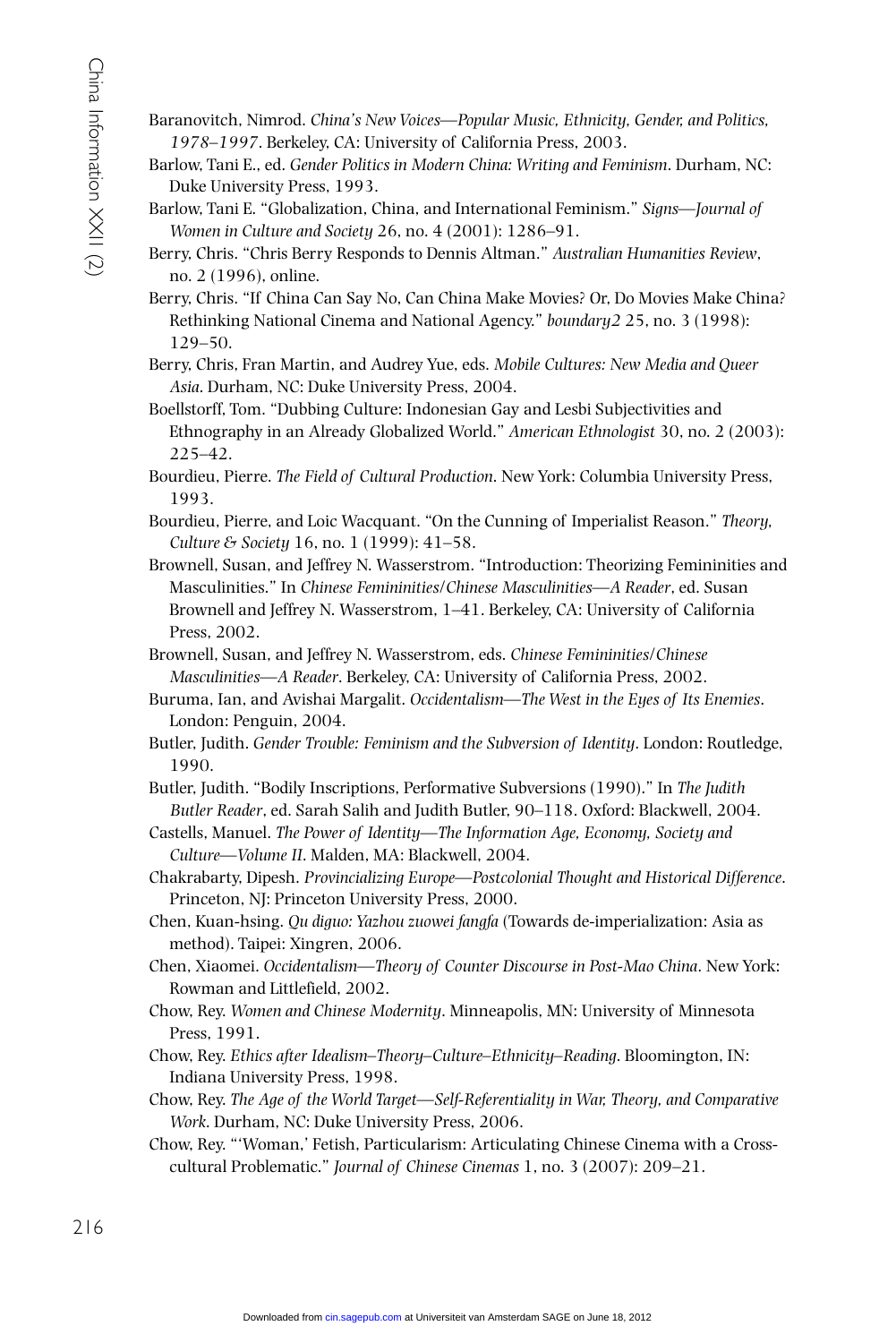Baranovitch, Nimrod. *China's New Voices—Popular Music, Ethnicity, Gender, and Politics, 1978–1997*. Berkeley, CA: University of California Press, 2003.

Barlow, Tani E., ed. *Gender Politics in Modern China: Writing and Feminism*. Durham, NC: Duke University Press, 1993.

Barlow, Tani E. "Globalization, China, and International Feminism." *Signs—Journal of Women in Culture and Society* 26, no. 4 (2001): 1286–91.

Berry, Chris. "Chris Berry Responds to Dennis Altman." *Australian Humanities Review*, no. 2 (1996), online.

Berry, Chris. "If China Can Say No, Can China Make Movies? Or, Do Movies Make China? Rethinking National Cinema and National Agency." *boundary2* 25, no. 3 (1998): 129–50.

Berry, Chris, Fran Martin, and Audrey Yue, eds. *Mobile Cultures: New Media and Queer Asia*. Durham, NC: Duke University Press, 2004.

Boellstorff, Tom. "Dubbing Culture: Indonesian Gay and Lesbi Subjectivities and Ethnography in an Already Globalized World." *American Ethnologist* 30, no. 2 (2003): 225–42.

Bourdieu, Pierre. *The Field of Cultural Production*. New York: Columbia University Press, 1993.

Bourdieu, Pierre, and Loic Wacquant. "On the Cunning of Imperialist Reason." *Theory, Culture & Society* 16, no. 1 (1999): 41–58.

Brownell, Susan, and Jeffrey N. Wasserstrom. "Introduction: Theorizing Femininities and Masculinities." In *Chinese Femininities/Chinese Masculinities—A Reader*, ed. Susan Brownell and Jeffrey N. Wasserstrom, 1–41. Berkeley, CA: University of California Press, 2002.

Brownell, Susan, and Jeffrey N. Wasserstrom, eds. *Chinese Femininities/Chinese Masculinities—A Reader*. Berkeley, CA: University of California Press, 2002.

Buruma, Ian, and Avishai Margalit. *Occidentalism—The West in the Eyes of Its Enemies*. London: Penguin, 2004.

Butler, Judith. *Gender Trouble: Feminism and the Subversion of Identity*. London: Routledge, 1990.

Butler, Judith. "Bodily Inscriptions, Performative Subversions (1990)." In *The Judith Butler Reader*, ed. Sarah Salih and Judith Butler, 90–118. Oxford: Blackwell, 2004.

Castells, Manuel. *The Power of Identity—The Information Age, Economy, Society and Culture—Volume II*. Malden, MA: Blackwell, 2004.

Chakrabarty, Dipesh. *Provincializing Europe—Postcolonial Thought and Historical Difference*. Princeton, NJ: Princeton University Press, 2000.

Chen, Kuan-hsing. *Qu diguo: Yazhou zuowei fangfa* (Towards de-imperialization: Asia as method). Taipei: Xingren, 2006.

Chen, Xiaomei. *Occidentalism—Theory of Counter Discourse in Post-Mao China*. New York: Rowman and Littlefield, 2002.

Chow, Rey. *Women and Chinese Modernity*. Minneapolis, MN: University of Minnesota Press, 1991.

Chow, Rey. *Ethics after Idealism–Theory–Culture–Ethnicity–Reading*. Bloomington, IN: Indiana University Press, 1998.

Chow, Rey. *The Age of the World Target—Self-Referentiality in War, Theory, and Comparative Work*. Durham, NC: Duke University Press, 2006.

Chow, Rey. "'Woman,' Fetish, Particularism: Articulating Chinese Cinema with a Cross-cultural Problematic." *Journal of Chinese Cinemas* 1, no. 3 (2007): 209–21.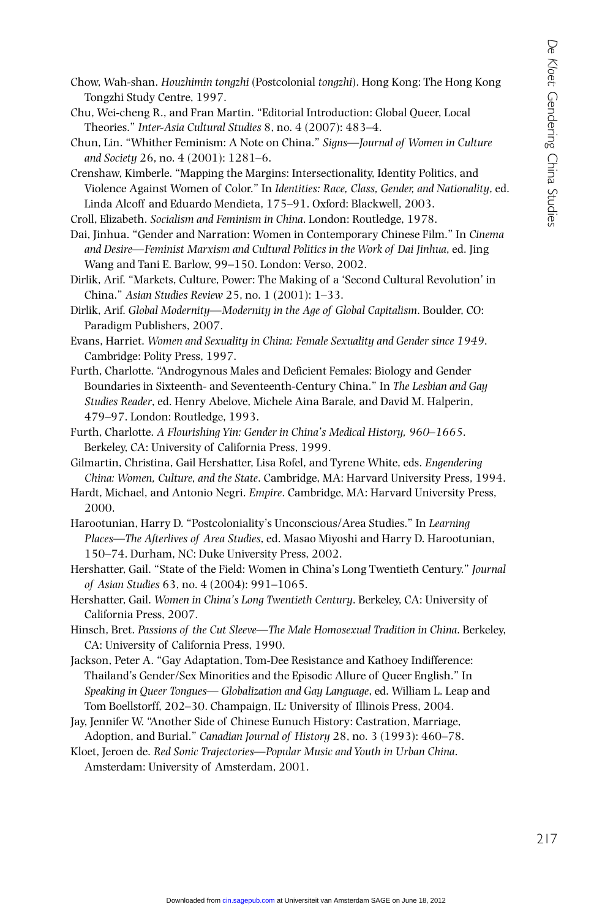Chow, Wah-shan. *Houzhimin tongzhi* (Postcolonial *tongzhi*). Hong Kong: The Hong Kong Tongzhi Study Centre, 1997.

Chu, Wei-cheng R., and Fran Martin. "Editorial Introduction: Global Queer, Local Theories." *Inter-Asia Cultural Studies* 8, no. 4 (2007): 483–4.

Chun, Lin. "Whither Feminism: A Note on China." *Signs—Journal of Women in Culture and Society* 26, no. 4 (2001): 1281–6.

Crenshaw, Kimberle. "Mapping the Margins: Intersectionality, Identity Politics, and Violence Against Women of Color." In *Identities: Race, Class, Gender, and Nationality*, ed. Linda Alcoff and Eduardo Mendieta, 175–91. Oxford: Blackwell, 2003.

Croll, Elizabeth. *Socialism and Feminism in China*. London: Routledge, 1978.

Dai, Jinhua. "Gender and Narration: Women in Contemporary Chinese Film." In *Cinema and Desire—Feminist Marxism and Cultural Politics in the Work of Dai Jinhua*, ed. Jing Wang and Tani E. Barlow, 99–150. London: Verso, 2002.

Dirlik, Arif. "Markets, Culture, Power: The Making of a 'Second Cultural Revolution' in China." *Asian Studies Review* 25, no. 1 (2001): 1–33.

Dirlik, Arif. *Global Modernity—Modernity in the Age of Global Capitalism*. Boulder, CO: Paradigm Publishers, 2007.

Evans, Harriet. *Women and Sexuality in China: Female Sexuality and Gender since 1949*. Cambridge: Polity Press, 1997.

Furth, Charlotte. "Androgynous Males and Deficient Females: Biology and Gender Boundaries in Sixteenth- and Seventeenth-Century China." In *The Lesbian and Gay Studies Reader*, ed. Henry Abelove, Michele Aina Barale, and David M. Halperin, 479–97. London: Routledge, 1993.

Furth, Charlotte. *A Flourishing Yin: Gender in China's Medical History, 960–1665*. Berkeley, CA: University of California Press, 1999.

Gilmartin, Christina, Gail Hershatter, Lisa Rofel, and Tyrene White, eds. *Engendering China: Women, Culture, and the State*. Cambridge, MA: Harvard University Press, 1994.

Hardt, Michael, and Antonio Negri. *Empire*. Cambridge, MA: Harvard University Press, 2000.

Harootunian, Harry D. "Postcoloniality's Unconscious/Area Studies." In *Learning Places—The Afterlives of Area Studies*, ed. Masao Miyoshi and Harry D. Harootunian, 150–74. Durham, NC: Duke University Press, 2002.

Hershatter, Gail. "State of the Field: Women in China's Long Twentieth Century." *Journal of Asian Studies* 63, no. 4 (2004): 991–1065.

Hershatter, Gail. *Women in China's Long Twentieth Century*. Berkeley, CA: University of California Press, 2007.

Hinsch, Bret. *Passions of the Cut Sleeve—The Male Homosexual Tradition in China*. Berkeley, CA: University of California Press, 1990.

Jackson, Peter A. "Gay Adaptation, Tom-Dee Resistance and Kathoey Indifference: Thailand's Gender/Sex Minorities and the Episodic Allure of Queer English." In *Speaking in Queer Tongues— Globalization and Gay Language*, ed. William L. Leap and Tom Boellstorff, 202–30. Champaign, IL: University of Illinois Press, 2004.

Jay, Jennifer W. "Another Side of Chinese Eunuch History: Castration, Marriage, Adoption, and Burial." *Canadian Journal of History* 28, no. 3 (1993): 460–78.

Kloet, Jeroen de. *Red Sonic Trajectories—Popular Music and Youth in Urban China*. Amsterdam: University of Amsterdam, 2001.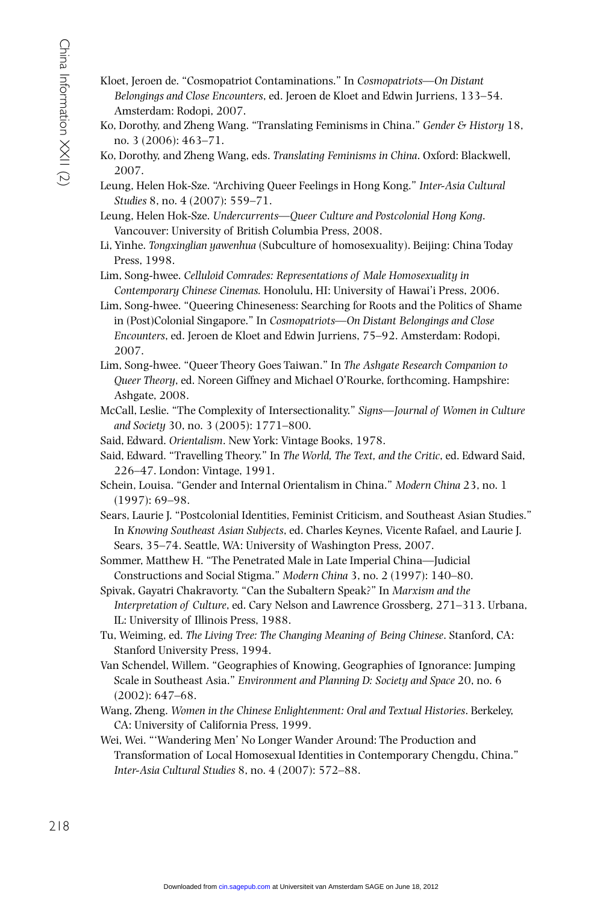Kloet, Jeroen de. “Cosmopatriot Contaminations.” In *Cosmopatriots—On Distant Belongings and Close Encounters*, ed. Jeroen de Kloet and Edwin Jurriens, 133–54. Amsterdam: Rodopi, 2007.

Ko, Dorothy, and Zheng Wang. “Translating Feminisms in China.” *Gender & History* 18, no. 3 (2006): 463–71.

Ko, Dorothy, and Zheng Wang, eds. *Translating Feminisms in China*. Oxford: Blackwell, 2007.

Leung, Helen Hok-Sze. “Archiving Queer Feelings in Hong Kong.” *Inter-Asia Cultural Studies* 8, no. 4 (2007): 559–71.

Leung, Helen Hok-Sze. *Undercurrents—Queer Culture and Postcolonial Hong Kong*. Vancouver: University of British Columbia Press, 2008.

Li, Yinhe. *Tongxinglian yawenhua* (Subculture of homosexuality). Beijing: China Today Press, 1998.

Lim, Song-hwee. *Celluloid Comrades: Representations of Male Homosexuality in Contemporary Chinese Cinemas*. Honolulu, HI: University of Hawai’i Press, 2006.

Lim, Song-hwee. “Queering Chineseness: Searching for Roots and the Politics of Shame in (Post)Colonial Singapore.” In *Cosmopatriots—On Distant Belongings and Close Encounters*, ed. Jeroen de Kloet and Edwin Jurriens, 75–92. Amsterdam: Rodopi, 2007.

Lim, Song-hwee. “Queer Theory Goes Taiwan.” In *The Ashgate Research Companion to Queer Theory*, ed. Noreen Giffney and Michael O’Rourke, forthcoming. Hampshire: Ashgate, 2008.

McCall, Leslie. “The Complexity of Intersectionality.” *Signs—Journal of Women in Culture and Society* 30, no. 3 (2005): 1771–800.

Said, Edward. *Orientalism*. New York: Vintage Books, 1978.

Said, Edward. “Travelling Theory.” In *The World, The Text, and the Critic*, ed. Edward Said, 226–47. London: Vintage, 1991.

Schein, Louisa. “Gender and Internal Orientalism in China.” *Modern China* 23, no. 1 (1997): 69–98.

Sears, Laurie J. “Postcolonial Identities, Feminist Criticism, and Southeast Asian Studies.” In *Knowing Southeast Asian Subjects*, ed. Charles Keynes, Vicente Rafael, and Laurie J. Sears, 35–74. Seattle, WA: University of Washington Press, 2007.

Sommer, Matthew H. “The Penetrated Male in Late Imperial China—Judicial Constructions and Social Stigma.” *Modern China* 3, no. 2 (1997): 140–80.

Spivak, Gayatri Chakravorty. “Can the Subaltern Speak?” In *Marxism and the Interpretation of Culture*, ed. Cary Nelson and Lawrence Grossberg, 271–313. Urbana, IL: University of Illinois Press, 1988.

Tu, Weiming, ed. *The Living Tree: The Changing Meaning of Being Chinese*. Stanford, CA: Stanford University Press, 1994.

Van Schendel, Willem. “Geographies of Knowing, Geographies of Ignorance: Jumping Scale in Southeast Asia.” *Environment and Planning D: Society and Space* 20, no. 6 (2002): 647–68.

Wang, Zheng. *Women in the Chinese Enlightenment: Oral and Textual Histories*. Berkeley, CA: University of California Press, 1999.

Wei, Wei. “‘Wandering Men’ No Longer Wander Around: The Production and Transformation of Local Homosexual Identities in Contemporary Chengdu, China.” *Inter-Asia Cultural Studies* 8, no. 4 (2007): 572–88.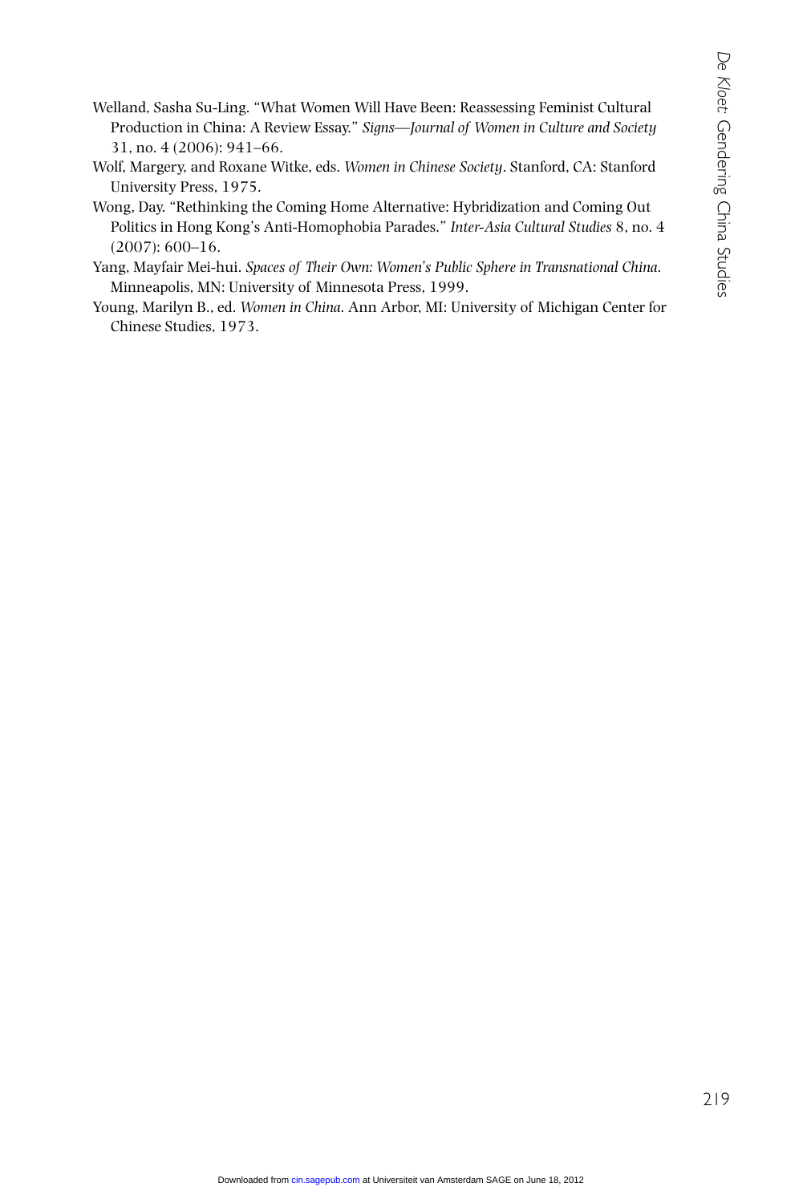Welland, Sasha Su-Ling. "What Women Will Have Been: Reassessing Feminist Cultural Production in China: A Review Essay." *Signs—Journal of Women in Culture and Society* 31, no. 4 (2006): 941–66.

Wolf, Margery, and Roxane Witke, eds. *Women in Chinese Society*. Stanford, CA: Stanford University Press, 1975.

Wong, Day. "Rethinking the Coming Home Alternative: Hybridization and Coming Out Politics in Hong Kong's Anti-Homophobia Parades." *Inter-Asia Cultural Studies* 8, no. 4 (2007): 600–16.

Yang, Mayfair Mei-hui. *Spaces of Their Own: Women's Public Sphere in Transnational China*. Minneapolis, MN: University of Minnesota Press, 1999.

Young, Marilyn B., ed. *Women in China*. Ann Arbor, MI: University of Michigan Center for Chinese Studies, 1973.